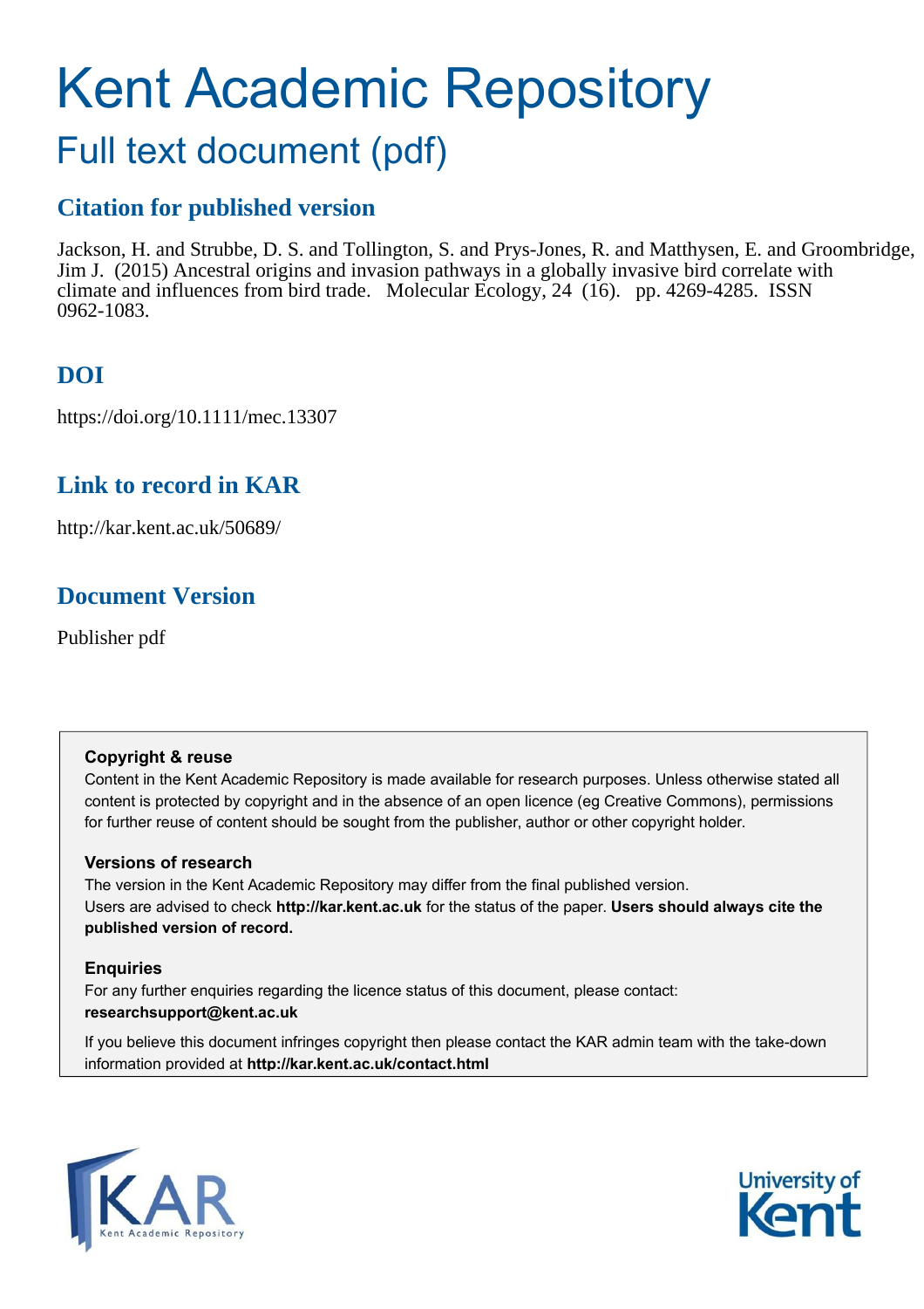# Kent Academic Repository

## Full text document (pdf)

### Citation for published version

Jackson, H. and Strubbe, D. S. and Tollington, S. and Prys-Jones, R. and Matthysen, E. and Groombridge, Jim J. (2015) Ancestral origins and invasion pathways in a globally invasive bird correlate with climate and influences from bird trade. Molecular Ecology, 24 (16). pp. 4269-4285. ISSN 0962-1083.

### DOI

https://doi.org/10.1111/mec.13307

### Link to record in KAR

http://kar.kent.ac.uk/50689/

### Document Version

Publisher pdf

**Copyright & reuse**

Content in the Kent Academic Repository is made available for research purposes. Unless otherwise stated all content is protected by copyright and in the absence of an open licence (eg Creative Commons), permissions for further reuse of content should be sought from the publisher, author or other copyright holder.

**Versions of research**

The version in the Kent Academic Repository may differ from the final published version. Users are advised to check **http://kar.kent.ac.uk** for the status of the paper. **Users should always cite the published version of record.**

**Enquiries**

For any further enquiries regarding the licence status of this document, please contact: **researchsupport@kent.ac.uk**

If you believe this document infringes copyright then please contact the KAR admin team with the take-down information provided at **http://kar.kent.ac.uk/contact.html**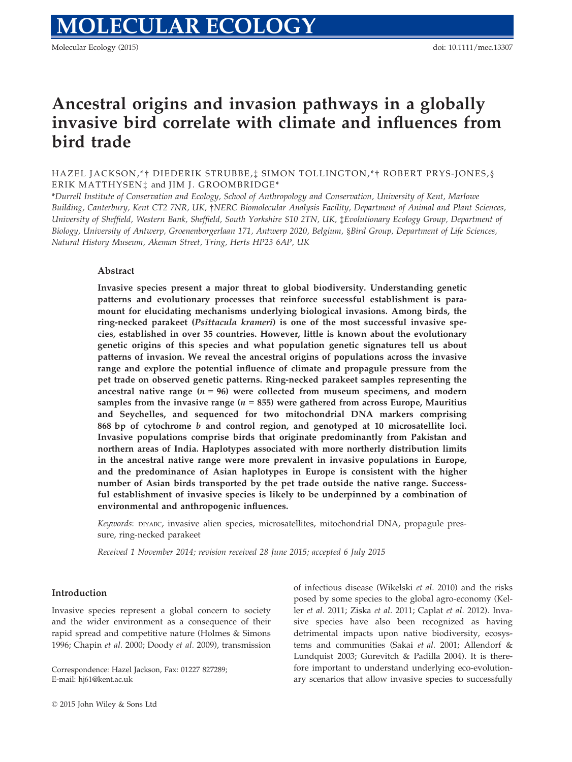# Ancestral origins and invasion pathways in a globally invasive bird correlate with climate and influences from bird trade

HAZEL JACKSON,*† DIEDERIK STRUBBE,‡ SIMON TOLLINGTON,*† ROBERT PRYS-JONES,§ ERIK MATTHYSEN‡ and JIM J. GROOMBRIDGE*

*Durrell Institute of Conservation and Ecology, School of Anthropology and Conservation, University of Kent, Marlowe Building, Canterbury, Kent CT2 7NR, UK, †NERC Biomolecular Analysis Facility, Department of Animal and Plant Sciences, University of Sheffield, Western Bank, Sheffield, South Yorkshire S10 2TN, UK, ‡Evolutionary Ecology Group, Department of Biology, University of Antwerp, Groenenborgerlaan 171, Antwerp 2020, Belgium, §Bird Group, Department of Life Sciences, Natural History Museum, Akeman Street, Tring, Herts HP23 6AP, UK

## Abstract

**Invasive species present a major threat to global biodiversity. Understanding genetic patterns and evolutionary processes that reinforce successful establishment is paramount for elucidating mechanisms underlying biological invasions. Among birds, the ring-necked parakeet (*Psittacula krameri*) is one of the most successful invasive species, established in over 35 countries. However, little is known about the evolutionary genetic origins of this species and what population genetic signatures tell us about patterns of invasion. We reveal the ancestral origins of populations across the invasive range and explore the potential influence of climate and propagule pressure from the pet trade on observed genetic patterns. Ring-necked parakeet samples representing the ancestral native range ($n$ = 96) were collected from museum specimens, and modern samples from the invasive range ($n$ = 855) were gathered from across Europe, Mauritius and Seychelles, and sequenced for two mitochondrial DNA markers comprising 868 bp of cytochrome *b* and control region, and genotyped at 10 microsatellite loci. Invasive populations comprise birds that originate predominantly from Pakistan and northern areas of India. Haplotypes associated with more northerly distribution limits in the ancestral native range were more prevalent in invasive populations in Europe, and the predominance of Asian haplotypes in Europe is consistent with the higher number of Asian birds transported by the pet trade outside the native range. Successful establishment of invasive species is likely to be underpinned by a combination of environmental and anthropogenic influences.**

*Keywords*: DIYABC, invasive alien species, microsatellites, mitochondrial DNA, propagule pressure, ring-necked parakeet

*Received 1 November 2014; revision received 28 June 2015; accepted 6 July 2015*

## Introduction

Invasive species represent a global concern to society and the wider environment as a consequence of their rapid spread and competitive nature (Holmes & Simons 1996; Chapin *et al.* 2000; Doody *et al.* 2009), transmission of infectious disease (Wikelski *et al.* 2010) and the risks posed by some species to the global agro-economy (Keller *et al.* 2011; Ziska *et al.* 2011; Caplat *et al.* 2012). Invasive species have also been recognized as having detrimental impacts upon native biodiversity, ecosystems and communities (Sakai *et al.* 2001; Allendorf & Lundquist 2003; Gurevitch & Padilla 2004). It is therefore important to understand underlying eco-evolutionary scenarios that allow invasive species to successfully

Correspondence: Hazel Jackson, Fax: 01227 827289; E-mail: hj61@kent.ac.uk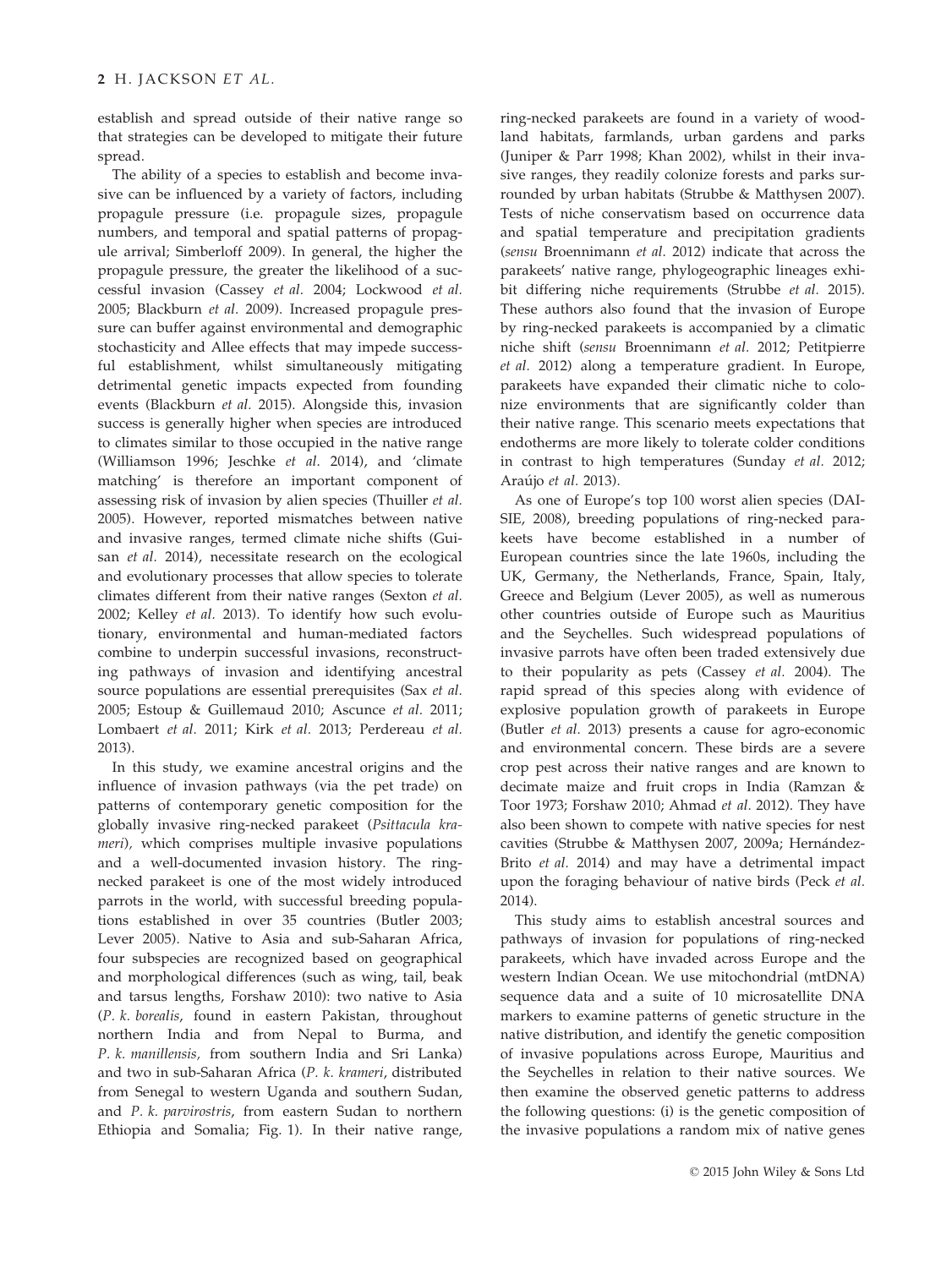establish and spread outside of their native range so that strategies can be developed to mitigate their future spread.

The ability of a species to establish and become invasive can be influenced by a variety of factors, including propagule pressure (i.e. propagule sizes, propagule numbers, and temporal and spatial patterns of propagule arrival; Simberloff 2009). In general, the higher the propagule pressure, the greater the likelihood of a successful invasion (Cassey *et al.* 2004; Lockwood *et al.* 2005; Blackburn *et al.* 2009). Increased propagule pressure can buffer against environmental and demographic stochasticity and Allee effects that may impede successful establishment, whilst simultaneously mitigating detrimental genetic impacts expected from founding events (Blackburn *et al.* 2015). Alongside this, invasion success is generally higher when species are introduced to climates similar to those occupied in the native range (Williamson 1996; Jeschke *et al.* 2014), and 'climate matching' is therefore an important component of assessing risk of invasion by alien species (Thuiller *et al.* 2005). However, reported mismatches between native and invasive ranges, termed climate niche shifts (Guisan *et al.* 2014), necessitate research on the ecological and evolutionary processes that allow species to tolerate climates different from their native ranges (Sexton *et al.* 2002; Kelley *et al.* 2013). To identify how such evolutionary, environmental and human-mediated factors combine to underpin successful invasions, reconstructing pathways of invasion and identifying ancestral source populations are essential prerequisites (Sax *et al.* 2005; Estoup & Guillemaud 2010; Ascunce *et al.* 2011; Lombaert *et al.* 2011; Kirk *et al.* 2013; Perdereau *et al.* 2013).

In this study, we examine ancestral origins and the influence of invasion pathways (via the pet trade) on patterns of contemporary genetic composition for the globally invasive ring-necked parakeet (*Psittacula krameri*), which comprises multiple invasive populations and a well-documented invasion history. The ring-necked parakeet is one of the most widely introduced parrots in the world, with successful breeding populations established in over 35 countries (Butler 2003; Lever 2005). Native to Asia and sub-Saharan Africa, four subspecies are recognized based on geographical and morphological differences (such as wing, tail, beak and tarsus lengths, Forshaw 2010): two native to Asia (*P. k. borealis*, found in eastern Pakistan, throughout northern India and from Nepal to Burma, and *P. k. manillensis,* from southern India and Sri Lanka) and two in sub-Saharan Africa (*P. k. krameri*, distributed from Senegal to western Uganda and southern Sudan, and *P. k. parvirostris*, from eastern Sudan to northern Ethiopia and Somalia; Fig. 1). In their native range, ring-necked parakeets are found in a variety of woodland habitats, farmlands, urban gardens and parks (Juniper & Parr 1998; Khan 2002), whilst in their invasive ranges, they readily colonize forests and parks surrounded by urban habitats (Strubbe & Matthysen 2007). Tests of niche conservatism based on occurrence data and spatial temperature and precipitation gradients (*sensu* Broennimann *et al.* 2012) indicate that across the parakeets' native range, phylogeographic lineages exhibit differing niche requirements (Strubbe *et al.* 2015). These authors also found that the invasion of Europe by ring-necked parakeets is accompanied by a climatic niche shift (*sensu* Broennimann *et al.* 2012; Petitpierre *et al.* 2012) along a temperature gradient. In Europe, parakeets have expanded their climatic niche to colonize environments that are significantly colder than their native range. This scenario meets expectations that endotherms are more likely to tolerate colder conditions in contrast to high temperatures (Sunday *et al.* 2012; Araújo *et al.* 2013).

As one of Europe's top 100 worst alien species (DAISIE, 2008), breeding populations of ring-necked parakeets have become established in a number of European countries since the late 1960s, including the UK, Germany, the Netherlands, France, Spain, Italy, Greece and Belgium (Lever 2005), as well as numerous other countries outside of Europe such as Mauritius and the Seychelles. Such widespread populations of invasive parrots have often been traded extensively due to their popularity as pets (Cassey *et al.* 2004). The rapid spread of this species along with evidence of explosive population growth of parakeets in Europe (Butler *et al.* 2013) presents a cause for agro-economic and environmental concern. These birds are a severe crop pest across their native ranges and are known to decimate maize and fruit crops in India (Ramzan & Toor 1973; Forshaw 2010; Ahmad *et al.* 2012). They have also been shown to compete with native species for nest cavities (Strubbe & Matthysen 2007, 2009a; Hernández-Brito *et al.* 2014) and may have a detrimental impact upon the foraging behaviour of native birds (Peck *et al.* 2014).

This study aims to establish ancestral sources and pathways of invasion for populations of ring-necked parakeets, which have invaded across Europe and the western Indian Ocean. We use mitochondrial (mtDNA) sequence data and a suite of 10 microsatellite DNA markers to examine patterns of genetic structure in the native distribution, and identify the genetic composition of invasive populations across Europe, Mauritius and the Seychelles in relation to their native sources. We then examine the observed genetic patterns to address the following questions: (i) is the genetic composition of the invasive populations a random mix of native genes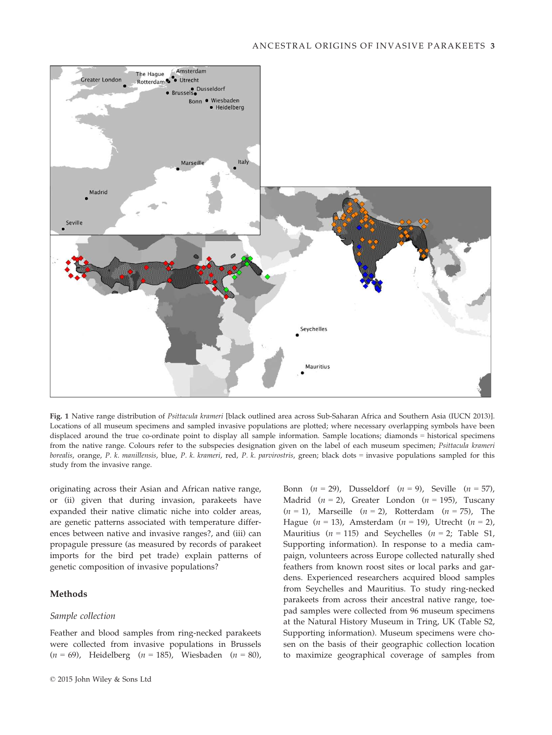Fig. 1 Native range distribution of *Psittacula krameri* [black outlined area across Sub-Saharan Africa and Southern Asia (IUCN 2013)]. Locations of all museum specimens and sampled invasive populations are plotted; where necessary overlapping symbols have been displaced around the true co-ordinate point to display all sample information. Sample locations; diamonds = historical specimens from the native range. Colours refer to the subspecies designation given on the label of each museum specimen; *Psittacula krameri borealis*, orange, *P. k. manillensis*, blue, *P. k. krameri*, red, *P. k. parvirostris*, green; black dots = invasive populations sampled for this study from the invasive range.

originating across their Asian and African native range, or (ii) given that during invasion, parakeets have expanded their native climatic niche into colder areas, are genetic patterns associated with temperature differences between native and invasive ranges?, and (iii) can propagule pressure (as measured by records of parakeet imports for the bird pet trade) explain patterns of genetic composition of invasive populations?

## Methods

### Sample collection

Feather and blood samples from ring-necked parakeets were collected from invasive populations in Brussels ($n$ = 69), Heidelberg ($n$ = 185), Wiesbaden ($n$ = 80), Bonn ($n$ = 29), Dusseldorf ($n$ = 9), Seville ($n$ = 57), Madrid ($n$ = 2), Greater London ($n$ = 195), Tuscany ($n$ = 1), Marseille ($n$ = 2), Rotterdam ($n$ = 75), The Hague ($n$ = 13), Amsterdam ($n$ = 19), Utrecht ($n$ = 2), Mauritius ($n$ = 115) and Seychelles ($n$ = 2; Table S1, Supporting information). In response to a media campaign, volunteers across Europe collected naturally shed feathers from known roost sites or local parks and gardens. Experienced researchers acquired blood samples from Seychelles and Mauritius. To study ring-necked parakeets from across their ancestral native range, toe-pad samples were collected from 96 museum specimens at the Natural History Museum in Tring, UK (Table S2, Supporting information). Museum specimens were chosen on the basis of their geographic collection location to maximize geographical coverage of samples from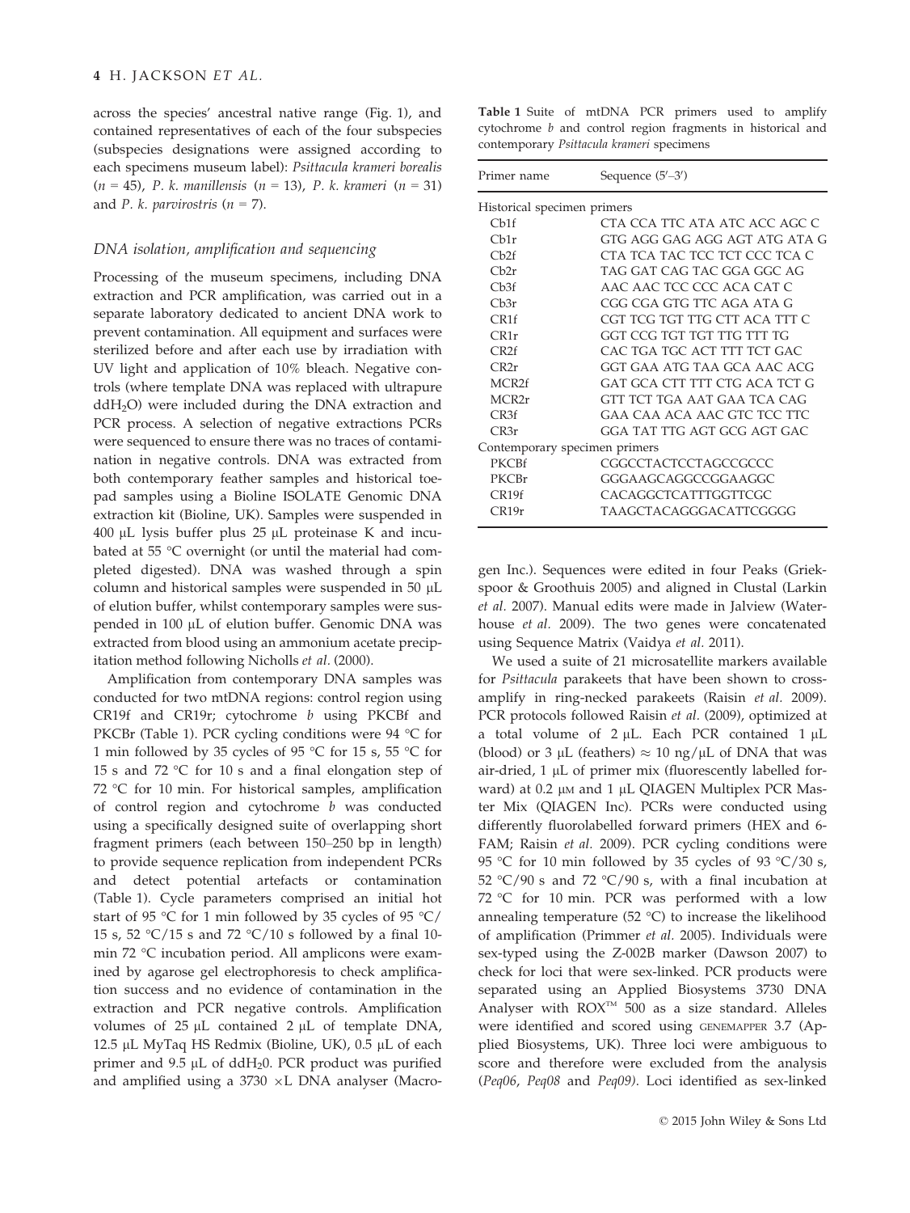across the species' ancestral native range (Fig. 1), and contained representatives of each of the four subspecies (subspecies designations were assigned according to each specimens museum label): *Psittacula krameri borealis* ($n = 45$), *P. k. manillensis* ($n = 13$), *P. k. krameri* ($n = 31$) and *P. k. parvirostris* ($n = 7$).

### DNA isolation, amplification and sequencing

Processing of the museum specimens, including DNA extraction and PCR amplification, was carried out in a separate laboratory dedicated to ancient DNA work to prevent contamination. All equipment and surfaces were sterilized before and after each use by irradiation with UV light and application of 10% bleach. Negative controls (where template DNA was replaced with ultrapure $ddH_2O$) were included during the DNA extraction and PCR process. A selection of negative extractions PCRs were sequenced to ensure there was no traces of contamination in negative controls. DNA was extracted from both contemporary feather samples and historical toepad samples using a Bioline ISOLATE Genomic DNA extraction kit (Bioline, UK). Samples were suspended in 400 μL lysis buffer plus 25 μL proteinase K and incubated at 55 °C overnight (or until the material had completed digested). DNA was washed through a spin column and historical samples were suspended in 50 μL of elution buffer, whilst contemporary samples were suspended in 100 μL of elution buffer. Genomic DNA was extracted from blood using an ammonium acetate precipitation method following Nicholls *et al.* (2000).

Amplification from contemporary DNA samples was conducted for two mtDNA regions: control region using CR19f and CR19r; cytochrome *b* using PKCBf and PKCBr (Table 1). PCR cycling conditions were 94 °C for 1 min followed by 35 cycles of 95 °C for 15 s, 55 °C for 15 s and 72 °C for 10 s and a final elongation step of 72 °C for 10 min. For historical samples, amplification of control region and cytochrome *b* was conducted using a specifically designed suite of overlapping short fragment primers (each between 150–250 bp in length) to provide sequence replication from independent PCRs and detect potential artefacts or contamination (Table 1). Cycle parameters comprised an initial hot start of 95 °C for 1 min followed by 35 cycles of 95 °C/15 s, 52 °C/15 s and 72 °C/10 s followed by a final 10-min 72 °C incubation period. All amplicons were examined by agarose gel electrophoresis to check amplification success and no evidence of contamination in the extraction and PCR negative controls. Amplification volumes of 25 μL contained 2 μL of template DNA, 12.5 μL MyTaq HS Redmix (Bioline, UK), 0.5 μL of each primer and 9.5 μL of $ddH_20$. PCR product was purified and amplified using a 3730 ×L DNA analyser (Macrogen Inc.). Sequences were edited in four Peaks (Griekspoor & Groothuis 2005) and aligned in Clustal (Larkin *et al.* 2007). Manual edits were made in Jalview (Waterhouse *et al.* 2009). The two genes were concatenated using Sequence Matrix (Vaidya *et al.* 2011).

**Table 1** Suite of mtDNA PCR primers used to amplify cytochrome *b* and control region fragments in historical and contemporary *Psittacula krameri* specimens

| Primer name | Sequence (5′–3′) |
|---|---|
| Historical specimen primers | |
| Cb1f | CTA CCA TTC ATA ATC ACC AGC C |
| Cb1r | GTG AGG GAG AGG AGT ATG ATA G |
| Cb2f | CTA TCA TAC TCC TCT CCC TCA C |
| Cb2r | TAG GAT CAG TAC GGA GGC AG |
| Cb3f | AAC AAC TCC CCC ACA CAT C |
| Cb3r | CGG CGA GTG TTC AGA ATA G |
| CR1f | CGT TCG TGT TTG CTT ACA TTT C |
| CR1r | GGT CCG TGT TGT TTG TTT TG |
| CR2f | CAC TGA TGC ACT TTT TCT GAC |
| CR2r | GGT GAA ATG TAA GCA AAC ACG |
| MCR2f | GAT GCA CTT TTT CTG ACA TCT G |
| MCR2r | GTT TCT TGA AAT GAA TCA CAG |
| CR3f | GAA CAA ACA AAC GTC TCC TTC |
| CR3r | GGA TAT TTG AGT GCG AGT GAC |
| Contemporary specimen primers | |
| PKCBf | CGGCCTACTCCTAGCCGCCC |
| PKCBr | GGGAAGCAGGCCGGAAGGC |
| CR19f | CACAGGCTCATTTGGTTCGC |
| CR19r | TAAGCTACAGGGACATTCGGGG |

We used a suite of 21 microsatellite markers available for *Psittacula* parakeets that have been shown to cross-amplify in ring-necked parakeets (Raisin *et al.* 2009). PCR protocols followed Raisin *et al.* (2009), optimized at a total volume of 2 μL. Each PCR contained 1 μL (blood) or 3 μL (feathers) ≈ 10 ng/μL of DNA that was air-dried, 1 μL of primer mix (fluorescently labelled forward) at 0.2 μM and 1 μL QIAGEN Multiplex PCR Master Mix (QIAGEN Inc). PCRs were conducted using differently fluorolabelled forward primers (HEX and 6-FAM; Raisin *et al.* 2009). PCR cycling conditions were 95 °C for 10 min followed by 35 cycles of 93 °C/30 s, 52 °C/90 s and 72 °C/90 s, with a final incubation at 72 °C for 10 min. PCR was performed with a low annealing temperature (52 °C) to increase the likelihood of amplification (Primmer *et al.* 2005). Individuals were sex-typed using the Z-002B marker (Dawson 2007) to check for loci that were sex-linked. PCR products were separated using an Applied Biosystems 3730 DNA Analyser with ROX™ 500 as a size standard. Alleles were identified and scored using GENEMAPPER 3.7 (Applied Biosystems, UK). Three loci were ambiguous to score and therefore were excluded from the analysis (*Peq06*, *Peq08* and *Peq09*). Loci identified as sex-linked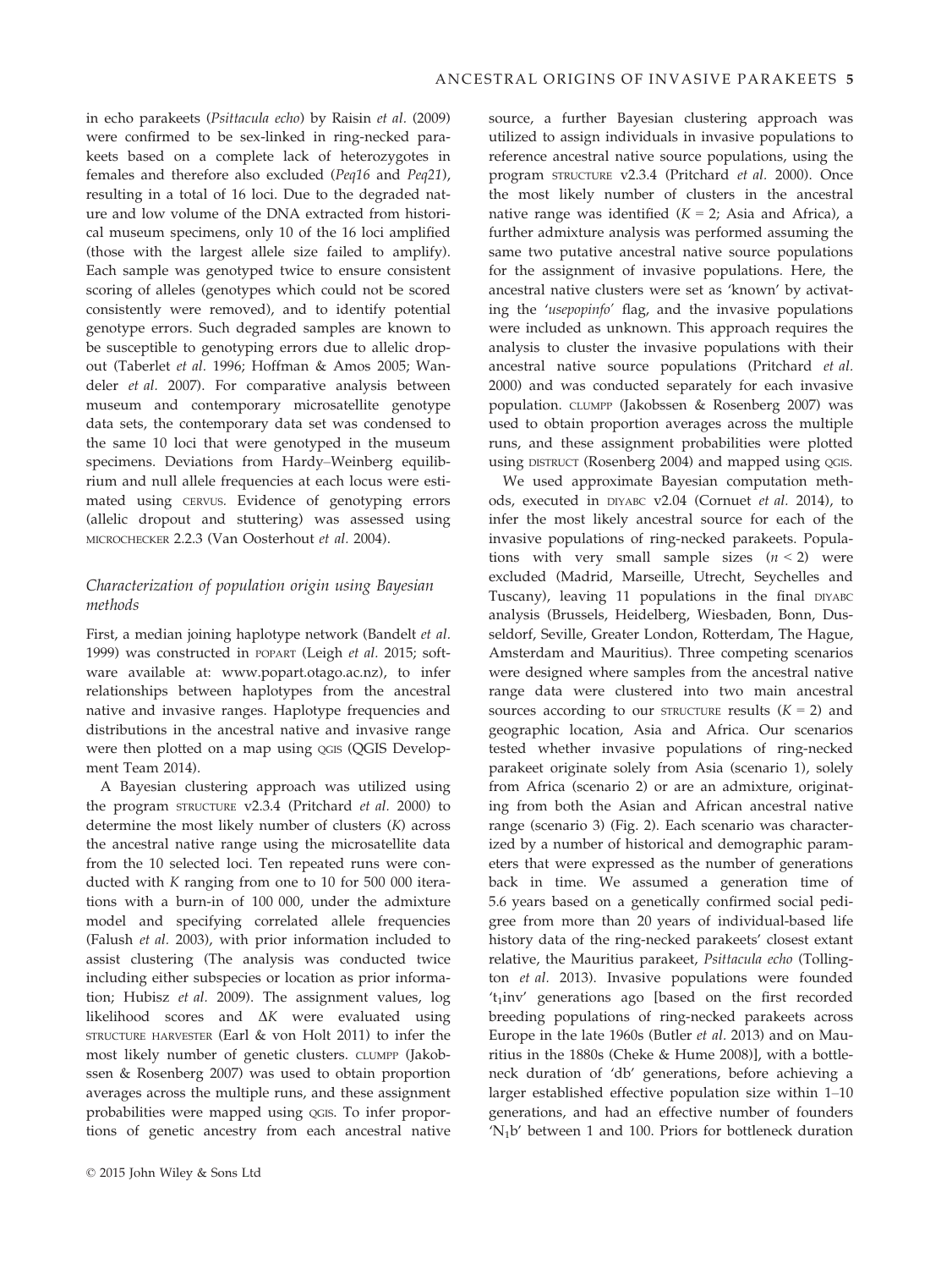in echo parakeets (*Psittacula echo*) by Raisin *et al.* (2009) were confirmed to be sex-linked in ring-necked parakeets based on a complete lack of heterozygotes in females and therefore also excluded (*Peq16* and *Peq21*), resulting in a total of 16 loci. Due to the degraded nature and low volume of the DNA extracted from historical museum specimens, only 10 of the 16 loci amplified (those with the largest allele size failed to amplify). Each sample was genotyped twice to ensure consistent scoring of alleles (genotypes which could not be scored consistently were removed), and to identify potential genotype errors. Such degraded samples are known to be susceptible to genotyping errors due to allelic dropout (Taberlet *et al.* 1996; Hoffman & Amos 2005; Wandeler *et al.* 2007). For comparative analysis between museum and contemporary microsatellite genotype data sets, the contemporary data set was condensed to the same 10 loci that were genotyped in the museum specimens. Deviations from Hardy–Weinberg equilibrium and null allele frequencies at each locus were estimated using CERVUS. Evidence of genotyping errors (allelic dropout and stuttering) was assessed using MICROCHECKER 2.2.3 (Van Oosterhout *et al.* 2004).

### *Characterization of population origin using Bayesian methods*

First, a median joining haplotype network (Bandelt *et al.* 1999) was constructed in POPART (Leigh *et al.* 2015; software available at: www.popart.otago.ac.nz), to infer relationships between haplotypes from the ancestral native and invasive ranges. Haplotype frequencies and distributions in the ancestral native and invasive range were then plotted on a map using QGIS (QGIS Development Team 2014).

A Bayesian clustering approach was utilized using the program STRUCTURE v2.3.4 (Pritchard *et al.* 2000) to determine the most likely number of clusters ($K$) across the ancestral native range using the microsatellite data from the 10 selected loci. Ten repeated runs were conducted with $K$ ranging from one to 10 for 500 000 iterations with a burn-in of 100 000, under the admixture model and specifying correlated allele frequencies (Falush *et al.* 2003), with prior information included to assist clustering (The analysis was conducted twice including either subspecies or location as prior information; Hubisz *et al.* 2009). The assignment values, log likelihood scores and $\Delta K$ were evaluated using STRUCTURE HARVESTER (Earl & von Holt 2011) to infer the most likely number of genetic clusters. CLUMPP (Jakobssen & Rosenberg 2007) was used to obtain proportion averages across the multiple runs, and these assignment probabilities were mapped using QGIS. To infer proportions of genetic ancestry from each ancestral native source, a further Bayesian clustering approach was utilized to assign individuals in invasive populations to reference ancestral native source populations, using the program STRUCTURE v2.3.4 (Pritchard *et al.* 2000). Once the most likely number of clusters in the ancestral native range was identified ($K = 2$; Asia and Africa), a further admixture analysis was performed assuming the same two putative ancestral native source populations for the assignment of invasive populations. Here, the ancestral native clusters were set as 'known' by activating the '*usepopinfo*' flag, and the invasive populations were included as unknown. This approach requires the analysis to cluster the invasive populations with their ancestral native source populations (Pritchard *et al.* 2000) and was conducted separately for each invasive population. CLUMPP (Jakobssen & Rosenberg 2007) was used to obtain proportion averages across the multiple runs, and these assignment probabilities were plotted using DISTRUCT (Rosenberg 2004) and mapped using QGIS.

We used approximate Bayesian computation methods, executed in DIYABC v2.04 (Cornuet *et al.* 2014), to infer the most likely ancestral source for each of the invasive populations of ring-necked parakeets. Populations with very small sample sizes ($n < 2$) were excluded (Madrid, Marseille, Utrecht, Seychelles and Tuscany), leaving 11 populations in the final DIYABC analysis (Brussels, Heidelberg, Wiesbaden, Bonn, Dusseldorf, Seville, Greater London, Rotterdam, The Hague, Amsterdam and Mauritius). Three competing scenarios were designed where samples from the ancestral native range data were clustered into two main ancestral sources according to our STRUCTURE results ($K = 2$) and geographic location, Asia and Africa. Our scenarios tested whether invasive populations of ring-necked parakeet originate solely from Asia (scenario 1), solely from Africa (scenario 2) or are an admixture, originating from both the Asian and African ancestral native range (scenario 3) (Fig. 2). Each scenario was characterized by a number of historical and demographic parameters that were expressed as the number of generations back in time. We assumed a generation time of 5.6 years based on a genetically confirmed social pedigree from more than 20 years of individual-based life history data of the ring-necked parakeets' closest extant relative, the Mauritius parakeet, *Psittacula echo* (Tollington *et al.* 2013). Invasive populations were founded '$t_1$inv' generations ago [based on the first recorded breeding populations of ring-necked parakeets across Europe in the late 1960s (Butler *et al.* 2013) and on Mauritius in the 1880s (Cheke & Hume 2008)], with a bottleneck duration of 'db' generations, before achieving a larger established effective population size within 1–10 generations, and had an effective number of founders '$N_1$b' between 1 and 100. Priors for bottleneck duration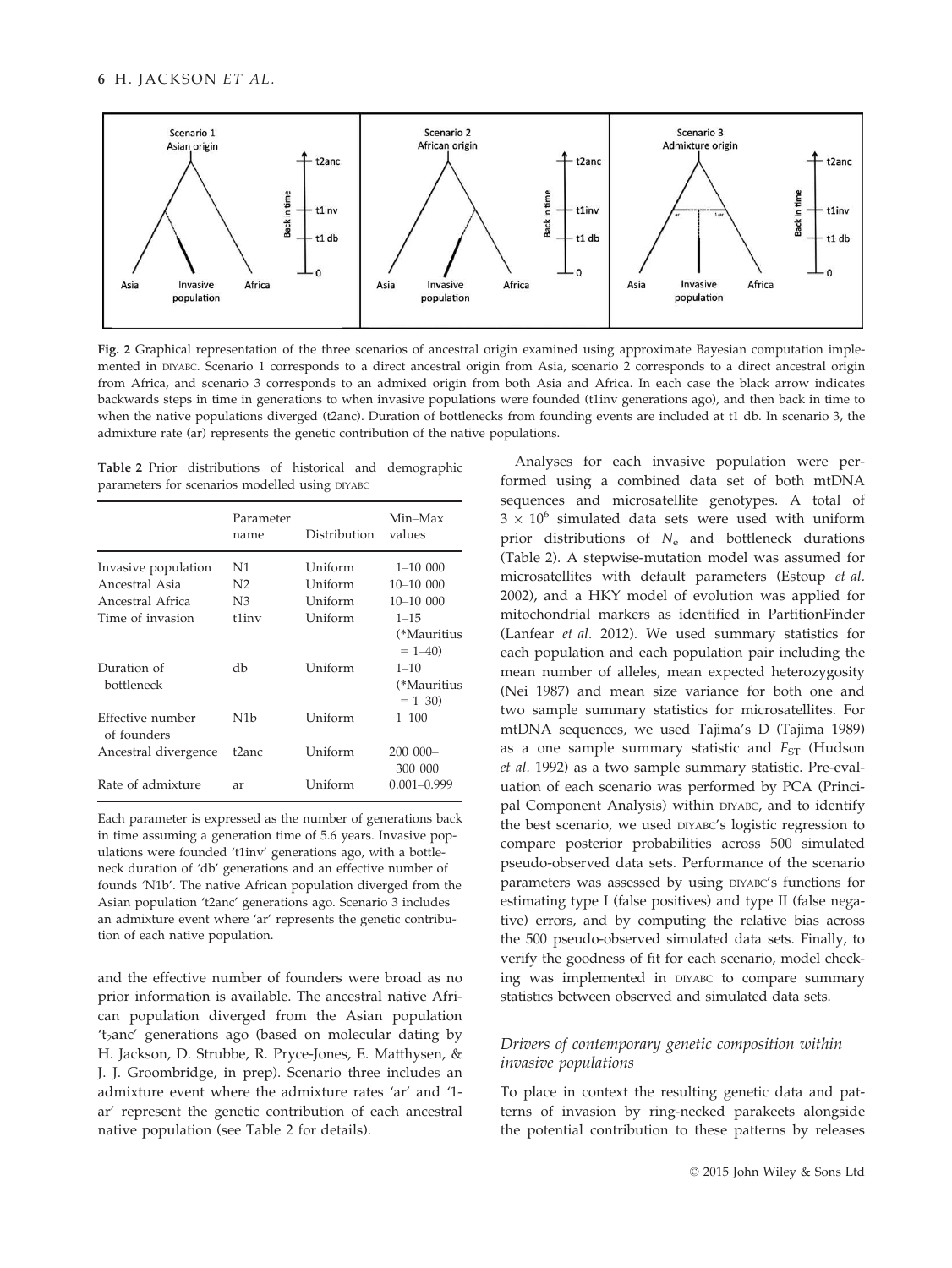Fig. 2 Graphical representation of the three scenarios of ancestral origin examined using approximate Bayesian computation implemented in DIYABC. Scenario 1 corresponds to a direct ancestral origin from Asia, scenario 2 corresponds to a direct ancestral origin from Africa, and scenario 3 corresponds to an admixed origin from both Asia and Africa. In each case the black arrow indicates backwards steps in time in generations to when invasive populations were founded (t1inv generations ago), and then back in time to when the native populations diverged (t2anc). Duration of bottlenecks from founding events are included at t1 db. In scenario 3, the admixture rate (ar) represents the genetic contribution of the native populations.

**Table 2** Prior distributions of historical and demographic parameters for scenarios modelled using DIYABC

| | Parameter name | Distribution | Min–Max values |
|---|---|---|---|
| Invasive population | N1 | Uniform | 1–10 000 |
| Ancestral Asia | N2 | Uniform | 10–10 000 |
| Ancestral Africa | N3 | Uniform | 10–10 000 |
| Time of invasion | t1inv | Uniform | 1–15 (*Mauritius = 1–40) |
| Duration of bottleneck | db | Uniform | 1–10 (*Mauritius = 1–30) |
| Effective number of founders | N1b | Uniform | 1–100 |
| Ancestral divergence | t2anc | Uniform | 200 000–300 000 |
| Rate of admixture | ar | Uniform | 0.001–0.999 |

Each parameter is expressed as the number of generations back in time assuming a generation time of 5.6 years. Invasive populations were founded 't1inv' generations ago, with a bottleneck duration of 'db' generations and an effective number of founds 'N1b'. The native African population diverged from the Asian population 't2anc' generations ago. Scenario 3 includes an admixture event where 'ar' represents the genetic contribution of each native population.

and the effective number of founders were broad as no prior information is available. The ancestral native African population diverged from the Asian population '$t_2$anc' generations ago (based on molecular dating by H. Jackson, D. Strubbe, R. Pryce-Jones, E. Matthysen, & J. J. Groombridge, in prep). Scenario three includes an admixture event where the admixture rates 'ar' and '1-ar' represent the genetic contribution of each ancestral native population (see Table 2 for details).

Analyses for each invasive population were performed using a combined data set of both mtDNA sequences and microsatellite genotypes. A total of $3 \times 10^6$ simulated data sets were used with uniform prior distributions of $N_e$ and bottleneck durations (Table 2). A stepwise-mutation model was assumed for microsatellites with default parameters (Estoup *et al.* 2002), and a HKY model of evolution was applied for mitochondrial markers as identified in PartitionFinder (Lanfear *et al.* 2012). We used summary statistics for each population and each population pair including the mean number of alleles, mean expected heterozygosity (Nei 1987) and mean size variance for both one and two sample summary statistics for microsatellites. For mtDNA sequences, we used Tajima's D (Tajima 1989) as a one sample summary statistic and $F_{ST}$ (Hudson *et al.* 1992) as a two sample summary statistic. Pre-evaluation of each scenario was performed by PCA (Principal Component Analysis) within DIYABC, and to identify the best scenario, we used DIYABC's logistic regression to compare posterior probabilities across 500 simulated pseudo-observed data sets. Performance of the scenario parameters was assessed by using DIYABC's functions for estimating type I (false positives) and type II (false negative) errors, and by computing the relative bias across the 500 pseudo-observed simulated data sets. Finally, to verify the goodness of fit for each scenario, model checking was implemented in DIYABC to compare summary statistics between observed and simulated data sets.

### *Drivers of contemporary genetic composition within invasive populations*

To place in context the resulting genetic data and patterns of invasion by ring-necked parakeets alongside the potential contribution to these patterns by releases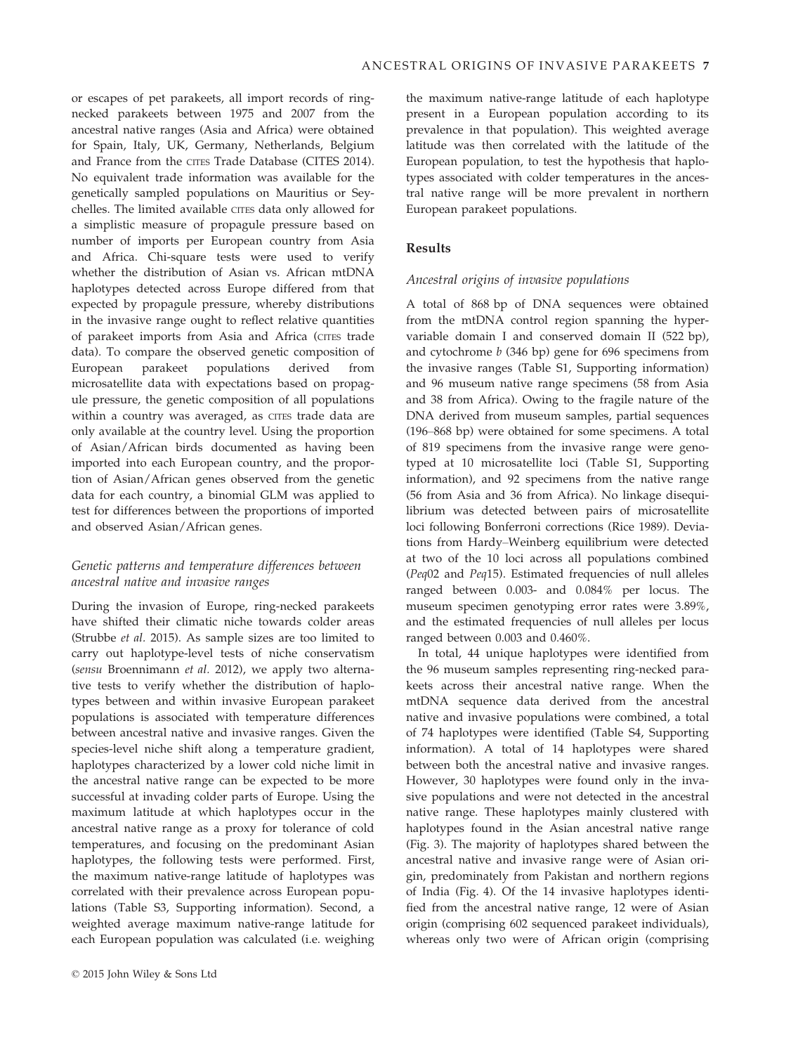or escapes of pet parakeets, all import records of ring-necked parakeets between 1975 and 2007 from the ancestral native ranges (Asia and Africa) were obtained for Spain, Italy, UK, Germany, Netherlands, Belgium and France from the CITES Trade Database (CITES 2014). No equivalent trade information was available for the genetically sampled populations on Mauritius or Seychelles. The limited available CITES data only allowed for a simplistic measure of propagule pressure based on number of imports per European country from Asia and Africa. Chi-square tests were used to verify whether the distribution of Asian vs. African mtDNA haplotypes detected across Europe differed from that expected by propagule pressure, whereby distributions in the invasive range ought to reflect relative quantities of parakeet imports from Asia and Africa (CITES trade data). To compare the observed genetic composition of European parakeet populations derived from microsatellite data with expectations based on propagule pressure, the genetic composition of all populations within a country was averaged, as CITES trade data are only available at the country level. Using the proportion of Asian/African birds documented as having been imported into each European country, and the proportion of Asian/African genes observed from the genetic data for each country, a binomial GLM was applied to test for differences between the proportions of imported and observed Asian/African genes.

### *Genetic patterns and temperature differences between ancestral native and invasive ranges*

During the invasion of Europe, ring-necked parakeets have shifted their climatic niche towards colder areas (Strubbe *et al.* 2015). As sample sizes are too limited to carry out haplotype-level tests of niche conservatism (*sensu* Broennimann *et al.* 2012), we apply two alternative tests to verify whether the distribution of haplotypes between and within invasive European parakeet populations is associated with temperature differences between ancestral native and invasive ranges. Given the species-level niche shift along a temperature gradient, haplotypes characterized by a lower cold niche limit in the ancestral native range can be expected to be more successful at invading colder parts of Europe. Using the maximum latitude at which haplotypes occur in the ancestral native range as a proxy for tolerance of cold temperatures, and focusing on the predominant Asian haplotypes, the following tests were performed. First, the maximum native-range latitude of haplotypes was correlated with their prevalence across European populations (Table S3, Supporting information). Second, a weighted average maximum native-range latitude for each European population was calculated (i.e. weighing the maximum native-range latitude of each haplotype present in a European population according to its prevalence in that population). This weighted average latitude was then correlated with the latitude of the European population, to test the hypothesis that haplotypes associated with colder temperatures in the ancestral native range will be more prevalent in northern European parakeet populations.

## Results

### *Ancestral origins of invasive populations*

A total of 868 bp of DNA sequences were obtained from the mtDNA control region spanning the hypervariable domain I and conserved domain II (522 bp), and cytochrome *b* (346 bp) gene for 696 specimens from the invasive ranges (Table S1, Supporting information) and 96 museum native range specimens (58 from Asia and 38 from Africa). Owing to the fragile nature of the DNA derived from museum samples, partial sequences (196–868 bp) were obtained for some specimens. A total of 819 specimens from the invasive range were genotyped at 10 microsatellite loci (Table S1, Supporting information), and 92 specimens from the native range (56 from Asia and 36 from Africa). No linkage disequilibrium was detected between pairs of microsatellite loci following Bonferroni corrections (Rice 1989). Deviations from Hardy–Weinberg equilibrium were detected at two of the 10 loci across all populations combined (*Peq*02 and *Peq*15). Estimated frequencies of null alleles ranged between 0.003- and 0.084% per locus. The museum specimen genotyping error rates were 3.89%, and the estimated frequencies of null alleles per locus ranged between 0.003 and 0.460%.

In total, 44 unique haplotypes were identified from the 96 museum samples representing ring-necked parakeets across their ancestral native range. When the mtDNA sequence data derived from the ancestral native and invasive populations were combined, a total of 74 haplotypes were identified (Table S4, Supporting information). A total of 14 haplotypes were shared between both the ancestral native and invasive ranges. However, 30 haplotypes were found only in the invasive populations and were not detected in the ancestral native range. These haplotypes mainly clustered with haplotypes found in the Asian ancestral native range (Fig. 3). The majority of haplotypes shared between the ancestral native and invasive range were of Asian origin, predominately from Pakistan and northern regions of India (Fig. 4). Of the 14 invasive haplotypes identified from the ancestral native range, 12 were of Asian origin (comprising 602 sequenced parakeet individuals), whereas only two were of African origin (comprising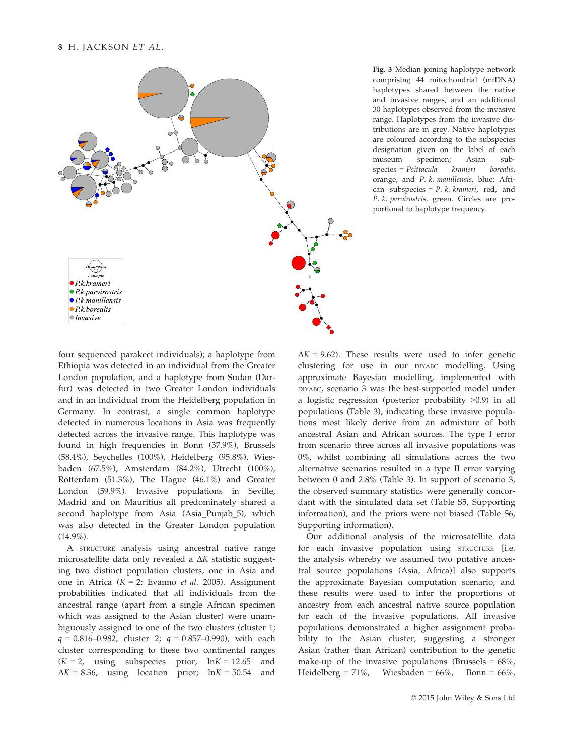**Fig. 3** Median joining haplotype network comprising 44 mitochondrial (mtDNA) haplotypes shared between the native and invasive ranges, and an additional 30 haplotypes observed from the invasive range. Haplotypes from the invasive distributions are in grey. Native haplotypes are coloured according to the subspecies designation given on the label of each museum specimen; Asian subspecies = *Psittacula krameri borealis*, orange, and *P. k. manillensis*, blue; African subspecies = *P. k. krameri*, red, and *P. k. parvirostris*, green. Circles are proportional to haplotype frequency.

four sequenced parakeet individuals); a haplotype from Ethiopia was detected in an individual from the Greater London population, and a haplotype from Sudan (Darfur) was detected in two Greater London individuals and in an individual from the Heidelberg population in Germany. In contrast, a single common haplotype detected in numerous locations in Asia was frequently detected across the invasive range. This haplotype was found in high frequencies in Bonn (37.9%), Brussels (58.4%), Seychelles (100%), Heidelberg (95.8%), Wiesbaden (67.5%), Amsterdam (84.2%), Utrecht (100%), Rotterdam (51.3%), The Hague (46.1%) and Greater London (59.9%). Invasive populations in Seville, Madrid and on Mauritius all predominately shared a second haplotype from Asia (Asia_Punjab_5), which was also detected in the Greater London population (14.9%).

A STRUCTURE analysis using ancestral native range microsatellite data only revealed a $\Delta K$ statistic suggesting two distinct population clusters, one in Asia and one in Africa ($K = 2$; Evanno *et al.* 2005). Assignment probabilities indicated that all individuals from the ancestral range (apart from a single African specimen which was assigned to the Asian cluster) were unambiguously assigned to one of the two clusters (cluster 1; $q = 0.816$–$0.982$, cluster 2; $q = 0.857$–$0.990$), with each cluster corresponding to these two continental ranges ($K = 2$, using subspecies prior; $\ln K = 12.65$ and $\Delta K = 8.36$, using location prior; $\ln K = 50.54$ and $\Delta K = 9.62$). These results were used to infer genetic clustering for use in our DIYABC modelling. Using approximate Bayesian modelling, implemented with DIYABC, scenario 3 was the best-supported model under a logistic regression (posterior probability >0.9) in all populations (Table 3), indicating these invasive populations most likely derive from an admixture of both ancestral Asian and African sources. The type I error from scenario three across all invasive populations was 0%, whilst combining all simulations across the two alternative scenarios resulted in a type II error varying between 0 and 2.8% (Table 3). In support of scenario 3, the observed summary statistics were generally concordant with the simulated data set (Table S5, Supporting information), and the priors were not biased (Table S6, Supporting information).

Our additional analysis of the microsatellite data for each invasive population using STRUCTURE [i.e. the analysis whereby we assumed two putative ancestral source populations (Asia, Africa)] also supports the approximate Bayesian computation scenario, and these results were used to infer the proportions of ancestry from each ancestral native source population for each of the invasive populations. All invasive populations demonstrated a higher assignment probability to the Asian cluster, suggesting a stronger Asian (rather than African) contribution to the genetic make-up of the invasive populations (Brussels = 68%, Heidelberg = 71%, Wiesbaden = 66%, Bonn = 66%,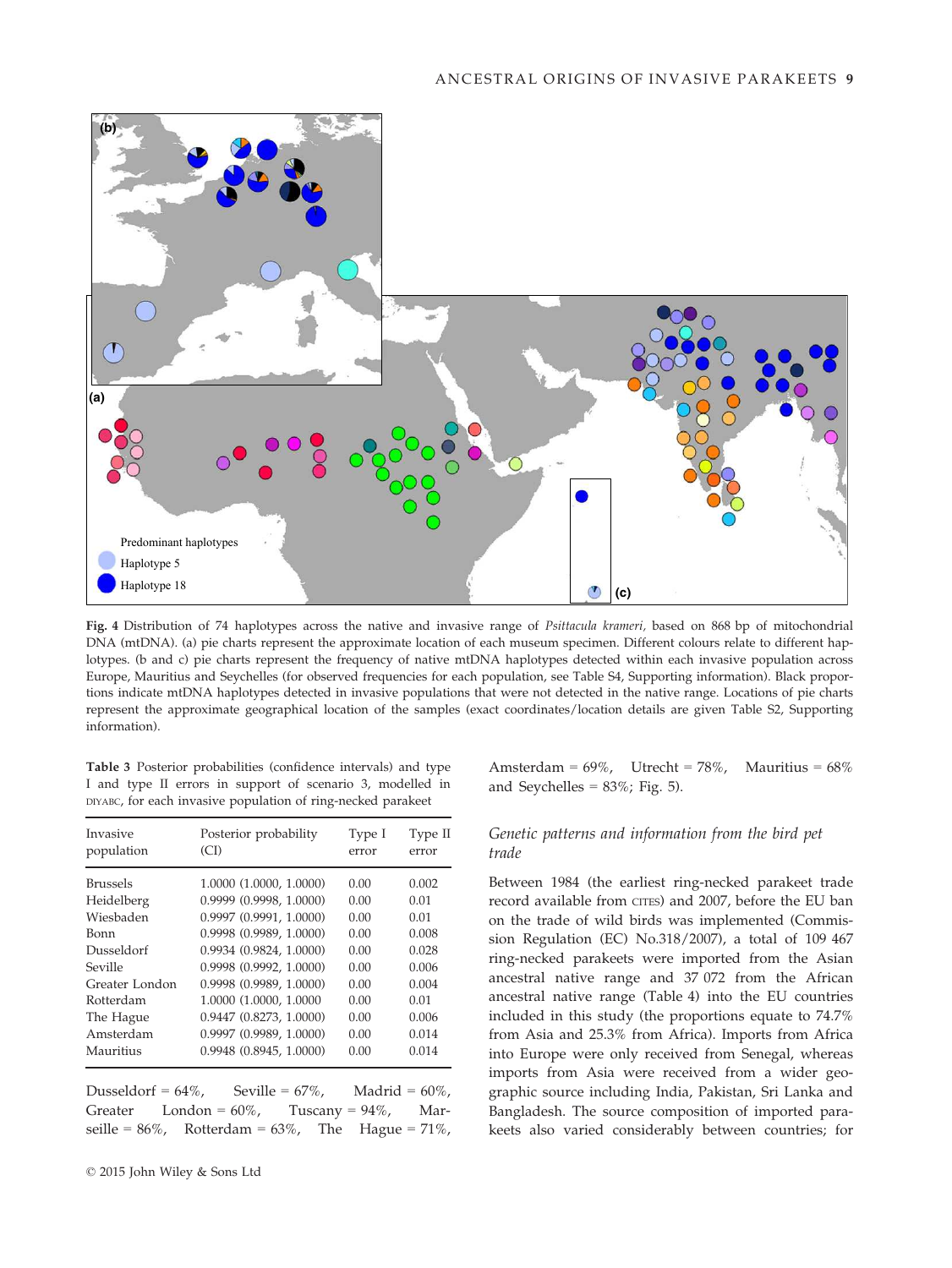Fig. 4 Distribution of 74 haplotypes across the native and invasive range of *Psittacula krameri*, based on 868 bp of mitochondrial DNA (mtDNA). (a) pie charts represent the approximate location of each museum specimen. Different colours relate to different haplotypes. (b and c) pie charts represent the frequency of native mtDNA haplotypes detected within each invasive population across Europe, Mauritius and Seychelles (for observed frequencies for each population, see Table S4, Supporting information). Black proportions indicate mtDNA haplotypes detected in invasive populations that were not detected in the native range. Locations of pie charts represent the approximate geographical location of the samples (exact coordinates/location details are given Table S2, Supporting information).

Table 3 Posterior probabilities (confidence intervals) and type I and type II errors in support of scenario 3, modelled in DIYABC, for each invasive population of ring-necked parakeet

| Invasive population | Posterior probability (CI) | Type I error | Type II error |
|---|---|---|---|
| Brussels | 1.0000 (1.0000, 1.0000) | 0.00 | 0.002 |
| Heidelberg | 0.9999 (0.9998, 1.0000) | 0.00 | 0.01 |
| Wiesbaden | 0.9997 (0.9991, 1.0000) | 0.00 | 0.01 |
| Bonn | 0.9998 (0.9989, 1.0000) | 0.00 | 0.008 |
| Dusseldorf | 0.9934 (0.9824, 1.0000) | 0.00 | 0.028 |
| Seville | 0.9998 (0.9992, 1.0000) | 0.00 | 0.006 |
| Greater London | 0.9998 (0.9989, 1.0000) | 0.00 | 0.004 |
| Rotterdam | 1.0000 (1.0000, 1.0000 | 0.00 | 0.01 |
| The Hague | 0.9447 (0.8273, 1.0000) | 0.00 | 0.006 |
| Amsterdam | 0.9997 (0.9989, 1.0000) | 0.00 | 0.014 |
| Mauritius | 0.9948 (0.8945, 1.0000) | 0.00 | 0.014 |

Dusseldorf = 64%, Seville = 67%, Madrid = 60%, Greater London = 60%, Tuscany = 94%, Marseille = 86%, Rotterdam = 63%, The Hague = 71%, Amsterdam = 69%, Utrecht = 78%, Mauritius = 68% and Seychelles = 83%; Fig. 5).

### *Genetic patterns and information from the bird pet trade*

Between 1984 (the earliest ring-necked parakeet trade record available from CITES) and 2007, before the EU ban on the trade of wild birds was implemented (Commission Regulation (EC) No.318/2007), a total of 109 467 ring-necked parakeets were imported from the Asian ancestral native range and 37 072 from the African ancestral native range (Table 4) into the EU countries included in this study (the proportions equate to 74.7% from Asia and 25.3% from Africa). Imports from Africa into Europe were only received from Senegal, whereas imports from Asia were received from a wider geographic source including India, Pakistan, Sri Lanka and Bangladesh. The source composition of imported parakeets also varied considerably between countries; for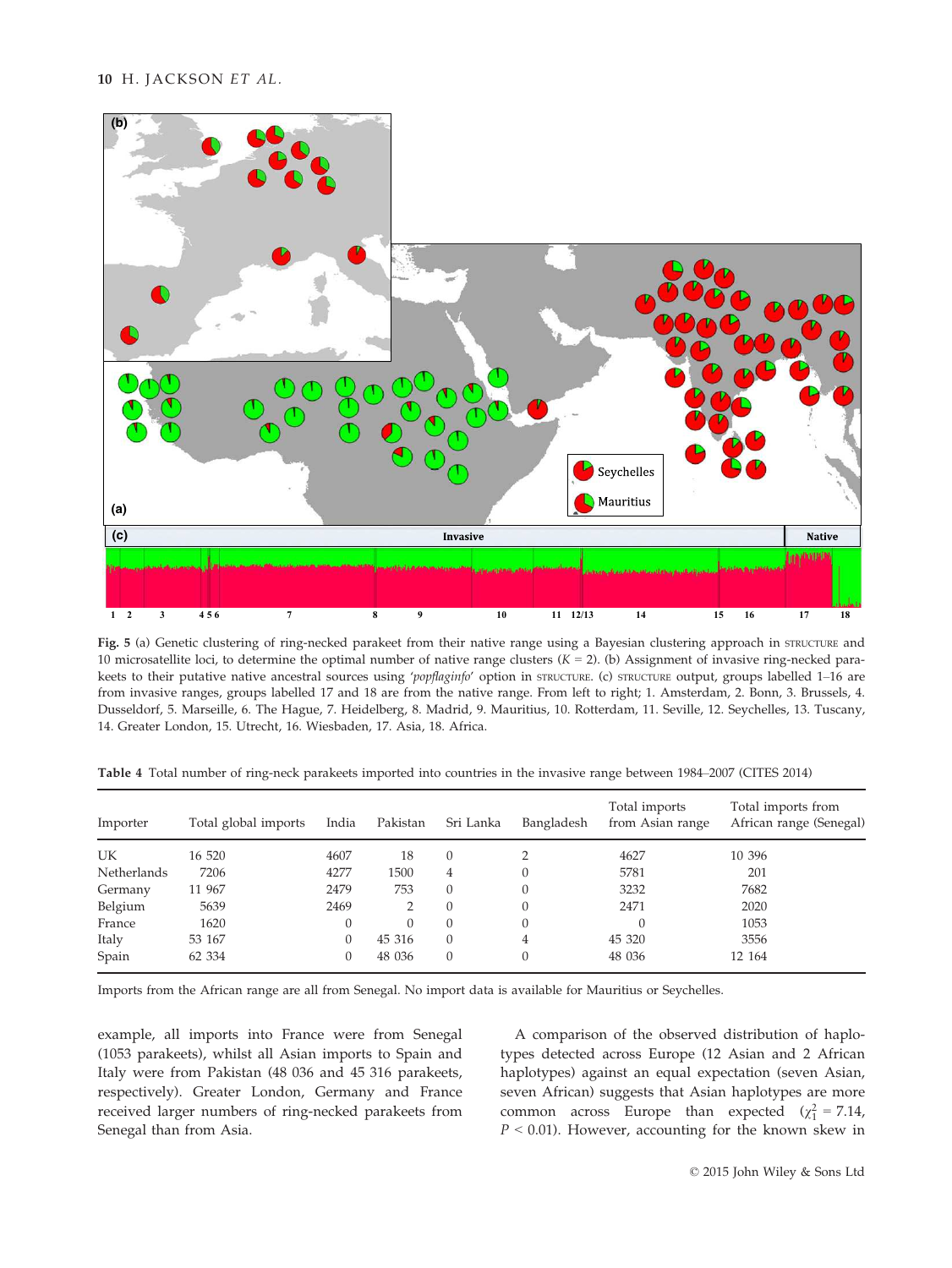Fig. 5 (a) Genetic clustering of ring-necked parakeet from their native range using a Bayesian clustering approach in STRUCTURE and 10 microsatellite loci, to determine the optimal number of native range clusters ($K = 2$). (b) Assignment of invasive ring-necked parakeets to their putative native ancestral sources using '*popflaginfo*' option in STRUCTURE. (c) STRUCTURE output, groups labelled 1–16 are from invasive ranges, groups labelled 17 and 18 are from the native range. From left to right; 1. Amsterdam, 2. Bonn, 3. Brussels, 4. Dusseldorf, 5. Marseille, 6. The Hague, 7. Heidelberg, 8. Madrid, 9. Mauritius, 10. Rotterdam, 11. Seville, 12. Seychelles, 13. Tuscany, 14. Greater London, 15. Utrecht, 16. Wiesbaden, 17. Asia, 18. Africa.

**Table 4** Total number of ring-neck parakeets imported into countries in the invasive range between 1984–2007 (CITES 2014)

| Importer | Total global imports | India | Pakistan | Sri Lanka | Bangladesh | Total imports from Asian range | Total imports from African range (Senegal) |
|---|---|---|---|---|---|---|---|
| UK | 16 520 | 4607 | 18 | 0 | 2 | 4627 | 10 396 |
| Netherlands | 7206 | 4277 | 1500 | 4 | 0 | 5781 | 201 |
| Germany | 11 967 | 2479 | 753 | 0 | 0 | 3232 | 7682 |
| Belgium | 5639 | 2469 | 2 | 0 | 0 | 2471 | 2020 |
| France | 1620 | 0 | 0 | 0 | 0 | 0 | 1053 |
| Italy | 53 167 | 0 | 45 316 | 0 | 4 | 45 320 | 3556 |
| Spain | 62 334 | 0 | 48 036 | 0 | 0 | 48 036 | 12 164 |

Imports from the African range are all from Senegal. No import data is available for Mauritius or Seychelles.

example, all imports into France were from Senegal (1053 parakeets), whilst all Asian imports to Spain and Italy were from Pakistan (48 036 and 45 316 parakeets, respectively). Greater London, Germany and France received larger numbers of ring-necked parakeets from Senegal than from Asia.

A comparison of the observed distribution of haplotypes detected across Europe (12 Asian and 2 African haplotypes) against an equal expectation (seven Asian, seven African) suggests that Asian haplotypes are more common across Europe than expected ($\chi^2_1 = 7.14$, $P < 0.01$). However, accounting for the known skew in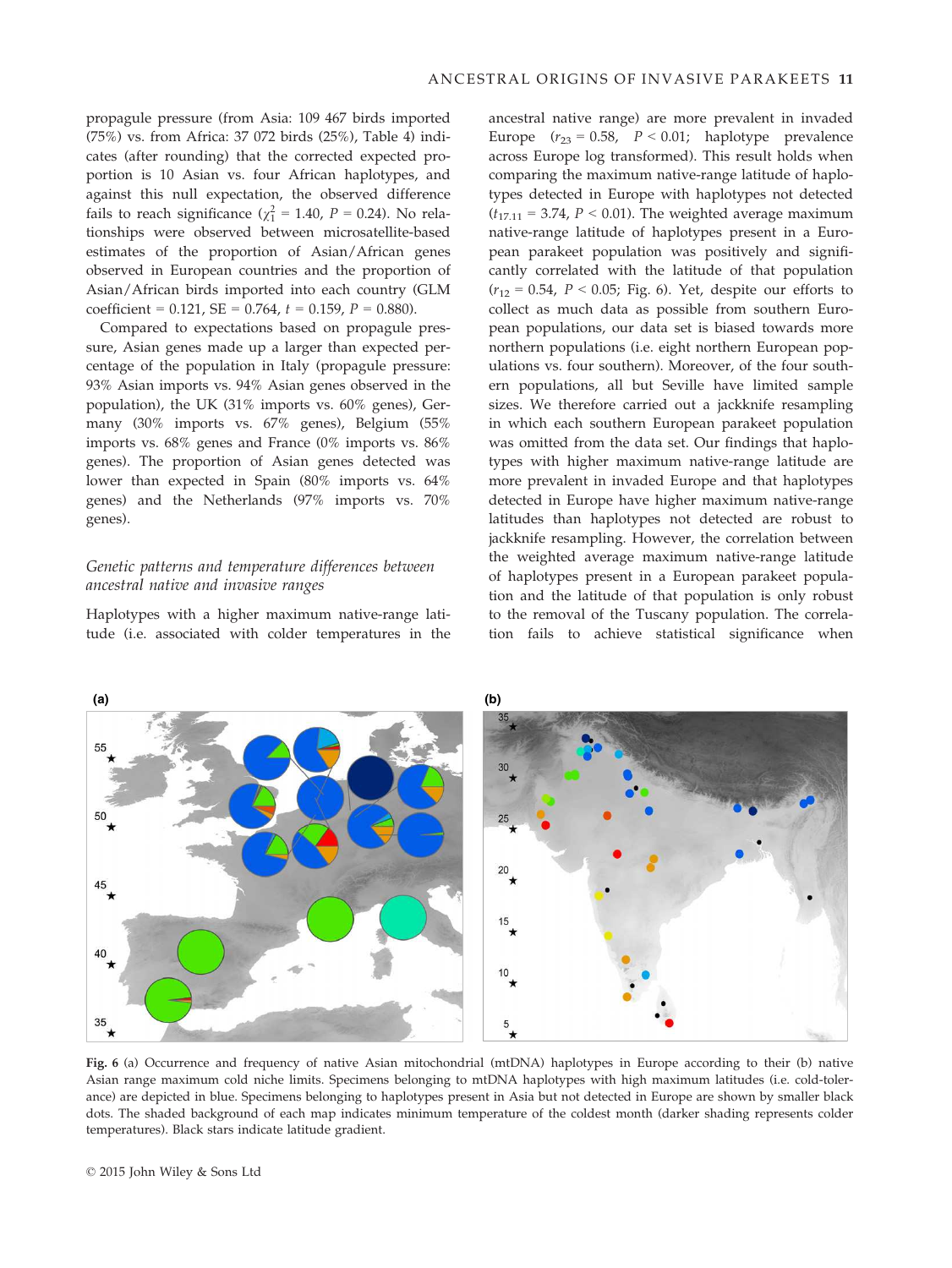propagule pressure (from Asia: 109 467 birds imported (75%) vs. from Africa: 37 072 birds (25%), Table 4) indicates (after rounding) that the corrected expected proportion is 10 Asian vs. four African haplotypes, and against this null expectation, the observed difference fails to reach significance ($\chi^2_1 = 1.40$, $P = 0.24$). No relationships were observed between microsatellite-based estimates of the proportion of Asian/African genes observed in European countries and the proportion of Asian/African birds imported into each country (GLM coefficient = 0.121, SE = 0.764, $t = 0.159$, $P = 0.880$).

Compared to expectations based on propagule pressure, Asian genes made up a larger than expected percentage of the population in Italy (propagule pressure: 93% Asian imports vs. 94% Asian genes observed in the population), the UK (31% imports vs. 60% genes), Germany (30% imports vs. 67% genes), Belgium (55% imports vs. 68% genes and France (0% imports vs. 86% genes). The proportion of Asian genes detected was lower than expected in Spain (80% imports vs. 64% genes) and the Netherlands (97% imports vs. 70% genes).

### *Genetic patterns and temperature differences between ancestral native and invasive ranges*

Haplotypes with a higher maximum native-range latitude (i.e. associated with colder temperatures in the ancestral native range) are more prevalent in invaded Europe ($r_{23} = 0.58$, $P < 0.01$; haplotype prevalence across Europe log transformed). This result holds when comparing the maximum native-range latitude of haplotypes detected in Europe with haplotypes not detected ($t_{17.11} = 3.74$, $P < 0.01$). The weighted average maximum native-range latitude of haplotypes present in a European parakeet population was positively and significantly correlated with the latitude of that population ($r_{12} = 0.54$, $P < 0.05$; Fig. 6). Yet, despite our efforts to collect as much data as possible from southern European populations, our data set is biased towards more northern populations (i.e. eight northern European populations vs. four southern). Moreover, of the four southern populations, all but Seville have limited sample sizes. We therefore carried out a jackknife resampling in which each southern European parakeet population was omitted from the data set. Our findings that haplotypes with higher maximum native-range latitude are more prevalent in invaded Europe and that haplotypes detected in Europe have higher maximum native-range latitudes than haplotypes not detected are robust to jackknife resampling. However, the correlation between the weighted average maximum native-range latitude of haplotypes present in a European parakeet population and the latitude of that population is only robust to the removal of the Tuscany population. The correlation fails to achieve statistical significance when

**Fig. 6** (a) Occurrence and frequency of native Asian mitochondrial (mtDNA) haplotypes in Europe according to their (b) native Asian range maximum cold niche limits. Specimens belonging to mtDNA haplotypes with high maximum latitudes (i.e. cold-tolerance) are depicted in blue. Specimens belonging to haplotypes present in Asia but not detected in Europe are shown by smaller black dots. The shaded background of each map indicates minimum temperature of the coldest month (darker shading represents colder temperatures). Black stars indicate latitude gradient.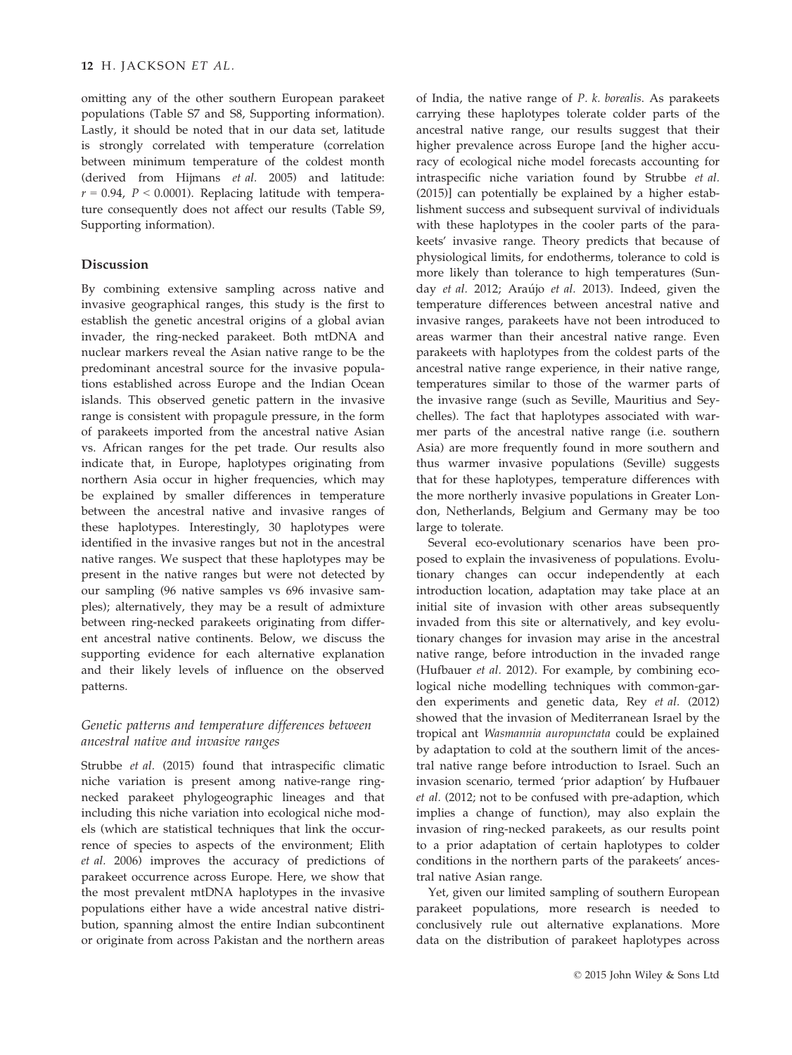omitting any of the other southern European parakeet populations (Table S7 and S8, Supporting information). Lastly, it should be noted that in our data set, latitude is strongly correlated with temperature (correlation between minimum temperature of the coldest month (derived from Hijmans *et al.* 2005) and latitude: $r = 0.94$, $P < 0.0001$). Replacing latitude with temperature consequently does not affect our results (Table S9, Supporting information).

## Discussion

By combining extensive sampling across native and invasive geographical ranges, this study is the first to establish the genetic ancestral origins of a global avian invader, the ring-necked parakeet. Both mtDNA and nuclear markers reveal the Asian native range to be the predominant ancestral source for the invasive populations established across Europe and the Indian Ocean islands. This observed genetic pattern in the invasive range is consistent with propagule pressure, in the form of parakeets imported from the ancestral native Asian vs. African ranges for the pet trade. Our results also indicate that, in Europe, haplotypes originating from northern Asia occur in higher frequencies, which may be explained by smaller differences in temperature between the ancestral native and invasive ranges of these haplotypes. Interestingly, 30 haplotypes were identified in the invasive ranges but not in the ancestral native ranges. We suspect that these haplotypes may be present in the native ranges but were not detected by our sampling (96 native samples vs 696 invasive samples); alternatively, they may be a result of admixture between ring-necked parakeets originating from different ancestral native continents. Below, we discuss the supporting evidence for each alternative explanation and their likely levels of influence on the observed patterns.

### *Genetic patterns and temperature differences between ancestral native and invasive ranges*

Strubbe *et al.* (2015) found that intraspecific climatic niche variation is present among native-range ring-necked parakeet phylogeographic lineages and that including this niche variation into ecological niche models (which are statistical techniques that link the occurrence of species to aspects of the environment; Elith *et al.* 2006) improves the accuracy of predictions of parakeet occurrence across Europe. Here, we show that the most prevalent mtDNA haplotypes in the invasive populations either have a wide ancestral native distribution, spanning almost the entire Indian subcontinent or originate from across Pakistan and the northern areas of India, the native range of *P. k. borealis*. As parakeets carrying these haplotypes tolerate colder parts of the ancestral native range, our results suggest that their higher prevalence across Europe [and the higher accuracy of ecological niche model forecasts accounting for intraspecific niche variation found by Strubbe *et al.* (2015)] can potentially be explained by a higher establishment success and subsequent survival of individuals with these haplotypes in the cooler parts of the parakeets' invasive range. Theory predicts that because of physiological limits, for endotherms, tolerance to cold is more likely than tolerance to high temperatures (Sunday *et al.* 2012; Araújo *et al.* 2013). Indeed, given the temperature differences between ancestral native and invasive ranges, parakeets have not been introduced to areas warmer than their ancestral native range. Even parakeets with haplotypes from the coldest parts of the ancestral native range experience, in their native range, temperatures similar to those of the warmer parts of the invasive range (such as Seville, Mauritius and Seychelles). The fact that haplotypes associated with warmer parts of the ancestral native range (i.e. southern Asia) are more frequently found in more southern and thus warmer invasive populations (Seville) suggests that for these haplotypes, temperature differences with the more northerly invasive populations in Greater London, Netherlands, Belgium and Germany may be too large to tolerate.

Several eco-evolutionary scenarios have been proposed to explain the invasiveness of populations. Evolutionary changes can occur independently at each introduction location, adaptation may take place at an initial site of invasion with other areas subsequently invaded from this site or alternatively, and key evolutionary changes for invasion may arise in the ancestral native range, before introduction in the invaded range (Hufbauer *et al.* 2012). For example, by combining ecological niche modelling techniques with common-garden experiments and genetic data, Rey *et al.* (2012) showed that the invasion of Mediterranean Israel by the tropical ant *Wasmannia auropunctata* could be explained by adaptation to cold at the southern limit of the ancestral native range before introduction to Israel. Such an invasion scenario, termed 'prior adaption' by Hufbauer *et al.* (2012; not to be confused with pre-adaption, which implies a change of function), may also explain the invasion of ring-necked parakeets, as our results point to a prior adaptation of certain haplotypes to colder conditions in the northern parts of the parakeets' ancestral native Asian range.

Yet, given our limited sampling of southern European parakeet populations, more research is needed to conclusively rule out alternative explanations. More data on the distribution of parakeet haplotypes across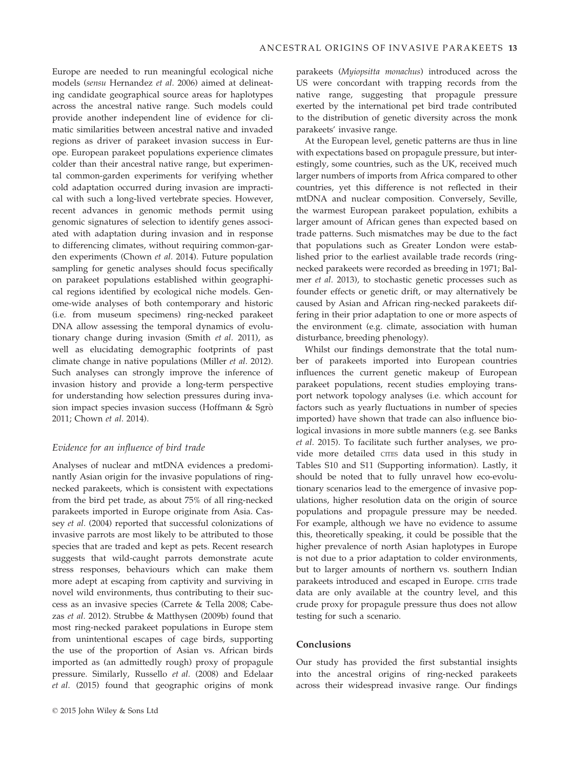Europe are needed to run meaningful ecological niche models (*sensu* Hernandez *et al.* 2006) aimed at delineating candidate geographical source areas for haplotypes across the ancestral native range. Such models could provide another independent line of evidence for climatic similarities between ancestral native and invaded regions as driver of parakeet invasion success in Europe. European parakeet populations experience climates colder than their ancestral native range, but experimental common-garden experiments for verifying whether cold adaptation occurred during invasion are impractical with such a long-lived vertebrate species. However, recent advances in genomic methods permit using genomic signatures of selection to identify genes associated with adaptation during invasion and in response to differencing climates, without requiring common-garden experiments (Chown *et al.* 2014). Future population sampling for genetic analyses should focus specifically on parakeet populations established within geographical regions identified by ecological niche models. Genome-wide analyses of both contemporary and historic (i.e. from museum specimens) ring-necked parakeet DNA allow assessing the temporal dynamics of evolutionary change during invasion (Smith *et al.* 2011), as well as elucidating demographic footprints of past climate change in native populations (Miller *et al.* 2012). Such analyses can strongly improve the inference of invasion history and provide a long-term perspective for understanding how selection pressures during invasion impact species invasion success (Hoffmann & Sgrò 2011; Chown *et al.* 2014).

### *Evidence for an influence of bird trade*

Analyses of nuclear and mtDNA evidences a predominantly Asian origin for the invasive populations of ring-necked parakeets, which is consistent with expectations from the bird pet trade, as about 75% of all ring-necked parakeets imported in Europe originate from Asia. Cassey *et al.* (2004) reported that successful colonizations of invasive parrots are most likely to be attributed to those species that are traded and kept as pets. Recent research suggests that wild-caught parrots demonstrate acute stress responses, behaviours which can make them more adept at escaping from captivity and surviving in novel wild environments, thus contributing to their success as an invasive species (Carrete & Tella 2008; Cabezas *et al.* 2012). Strubbe & Matthysen (2009b) found that most ring-necked parakeet populations in Europe stem from unintentional escapes of cage birds, supporting the use of the proportion of Asian vs. African birds imported as (an admittedly rough) proxy of propagule pressure. Similarly, Russello *et al.* (2008) and Edelaar *et al.* (2015) found that geographic origins of monk parakeets (*Myiopsitta monachus*) introduced across the US were concordant with trapping records from the native range, suggesting that propagule pressure exerted by the international pet bird trade contributed to the distribution of genetic diversity across the monk parakeets' invasive range.

At the European level, genetic patterns are thus in line with expectations based on propagule pressure, but interestingly, some countries, such as the UK, received much larger numbers of imports from Africa compared to other countries, yet this difference is not reflected in their mtDNA and nuclear composition. Conversely, Seville, the warmest European parakeet population, exhibits a larger amount of African genes than expected based on trade patterns. Such mismatches may be due to the fact that populations such as Greater London were established prior to the earliest available trade records (ring-necked parakeets were recorded as breeding in 1971; Balmer *et al.* 2013), to stochastic genetic processes such as founder effects or genetic drift, or may alternatively be caused by Asian and African ring-necked parakeets differing in their prior adaptation to one or more aspects of the environment (e.g. climate, association with human disturbance, breeding phenology).

Whilst our findings demonstrate that the total number of parakeets imported into European countries influences the current genetic makeup of European parakeet populations, recent studies employing transport network topology analyses (i.e. which account for factors such as yearly fluctuations in number of species imported) have shown that trade can also influence biological invasions in more subtle manners (e.g. see Banks *et al.* 2015). To facilitate such further analyses, we provide more detailed CITES data used in this study in Tables S10 and S11 (Supporting information). Lastly, it should be noted that to fully unravel how eco-evolutionary scenarios lead to the emergence of invasive populations, higher resolution data on the origin of source populations and propagule pressure may be needed. For example, although we have no evidence to assume this, theoretically speaking, it could be possible that the higher prevalence of north Asian haplotypes in Europe is not due to a prior adaptation to colder environments, but to larger amounts of northern vs. southern Indian parakeets introduced and escaped in Europe. CITES trade data are only available at the country level, and this crude proxy for propagule pressure thus does not allow testing for such a scenario.

## Conclusions

Our study has provided the first substantial insights into the ancestral origins of ring-necked parakeets across their widespread invasive range. Our findings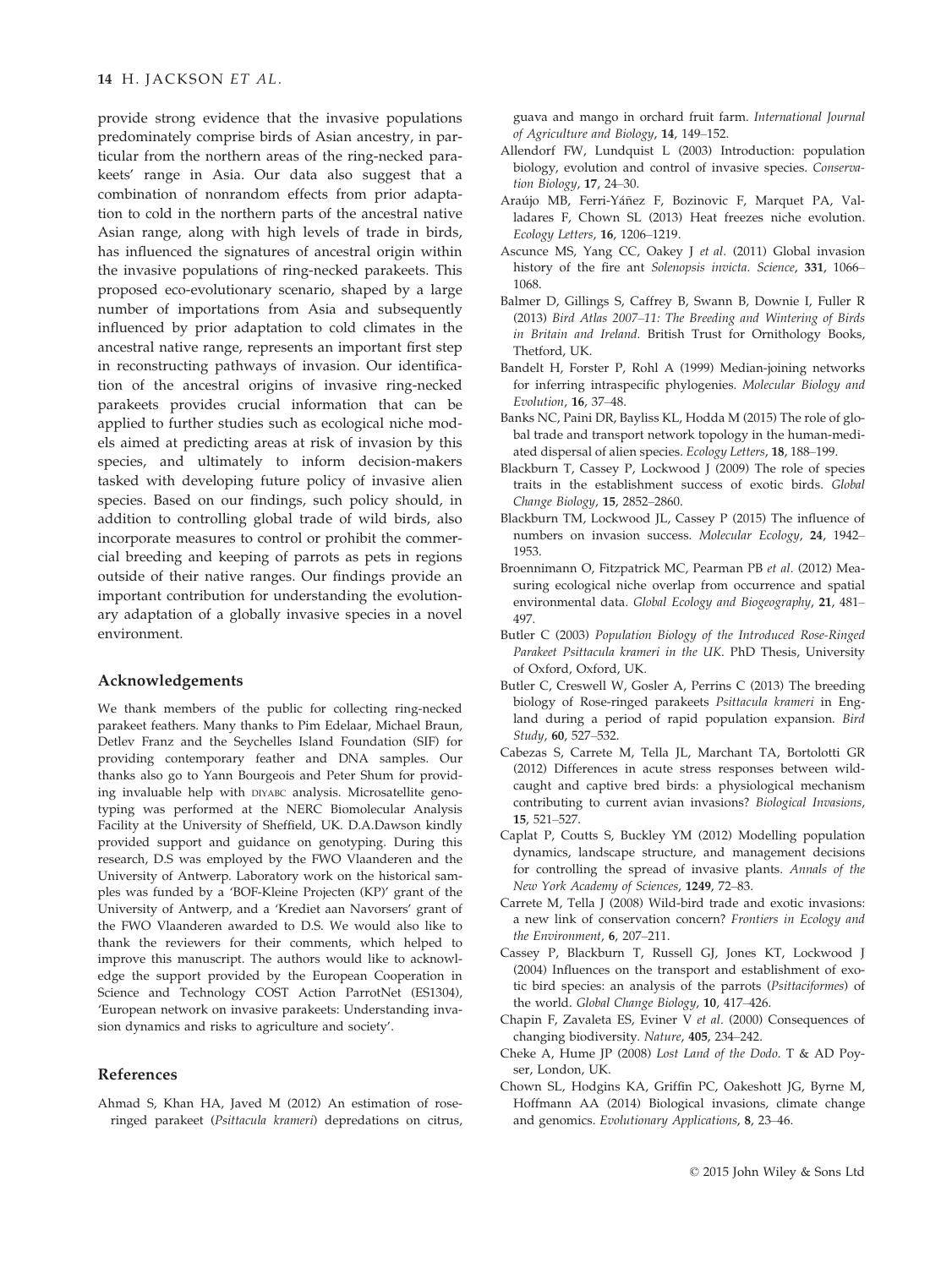provide strong evidence that the invasive populations predominately comprise birds of Asian ancestry, in particular from the northern areas of the ring-necked parakeets' range in Asia. Our data also suggest that a combination of nonrandom effects from prior adaptation to cold in the northern parts of the ancestral native Asian range, along with high levels of trade in birds, has influenced the signatures of ancestral origin within the invasive populations of ring-necked parakeets. This proposed eco-evolutionary scenario, shaped by a large number of importations from Asia and subsequently influenced by prior adaptation to cold climates in the ancestral native range, represents an important first step in reconstructing pathways of invasion. Our identification of the ancestral origins of invasive ring-necked parakeets provides crucial information that can be applied to further studies such as ecological niche models aimed at predicting areas at risk of invasion by this species, and ultimately to inform decision-makers tasked with developing future policy of invasive alien species. Based on our findings, such policy should, in addition to controlling global trade of wild birds, also incorporate measures to control or prohibit the commercial breeding and keeping of parrots as pets in regions outside of their native ranges. Our findings provide an important contribution for understanding the evolutionary adaptation of a globally invasive species in a novel environment.

## Acknowledgements

We thank members of the public for collecting ring-necked parakeet feathers. Many thanks to Pim Edelaar, Michael Braun, Detlev Franz and the Seychelles Island Foundation (SIF) for providing contemporary feather and DNA samples. Our thanks also go to Yann Bourgeois and Peter Shum for providing invaluable help with DIYABC analysis. Microsatellite genotyping was performed at the NERC Biomolecular Analysis Facility at the University of Sheffield, UK. D.A.Dawson kindly provided support and guidance on genotyping. During this research, D.S was employed by the FWO Vlaanderen and the University of Antwerp. Laboratory work on the historical samples was funded by a 'BOF-Kleine Projecten (KP)' grant of the University of Antwerp, and a 'Krediet aan Navorsers' grant of the FWO Vlaanderen awarded to D.S. We would also like to thank the reviewers for their comments, which helped to improve this manuscript. The authors would like to acknowledge the support provided by the European Cooperation in Science and Technology COST Action ParrotNet (ES1304), 'European network on invasive parakeets: Understanding invasion dynamics and risks to agriculture and society'.

## References

Ahmad S, Khan HA, Javed M (2012) An estimation of rose-ringed parakeet (*Psittacula krameri*) depredations on citrus, guava and mango in orchard fruit farm. *International Journal of Agriculture and Biology*, **14**, 149–152.

Allendorf FW, Lundquist L (2003) Introduction: population biology, evolution and control of invasive species. *Conservation Biology*, **17**, 24–30.

Araújo MB, Ferri-Yáñez F, Bozinovic F, Marquet PA, Valladares F, Chown SL (2013) Heat freezes niche evolution. *Ecology Letters*, **16**, 1206–1219.

Ascunce MS, Yang CC, Oakey J *et al*. (2011) Global invasion history of the fire ant *Solenopsis invicta*. *Science*, **331**, 1066–1068.

Balmer D, Gillings S, Caffrey B, Swann B, Downie I, Fuller R (2013) *Bird Atlas 2007–11: The Breeding and Wintering of Birds in Britain and Ireland*. British Trust for Ornithology Books, Thetford, UK.

Bandelt H, Forster P, Rohl A (1999) Median-joining networks for inferring intraspecific phylogenies. *Molecular Biology and Evolution*, **16**, 37–48.

Banks NC, Paini DR, Bayliss KL, Hodda M (2015) The role of global trade and transport network topology in the human-mediated dispersal of alien species. *Ecology Letters*, **18**, 188–199.

Blackburn T, Cassey P, Lockwood J (2009) The role of species traits in the establishment success of exotic birds. *Global Change Biology*, **15**, 2852–2860.

Blackburn TM, Lockwood JL, Cassey P (2015) The influence of numbers on invasion success. *Molecular Ecology*, **24**, 1942–1953.

Broennimann O, Fitzpatrick MC, Pearman PB *et al*. (2012) Measuring ecological niche overlap from occurrence and spatial environmental data. *Global Ecology and Biogeography*, **21**, 481–497.

Butler C (2003) *Population Biology of the Introduced Rose-Ringed Parakeet Psittacula krameri in the UK*. PhD Thesis, University of Oxford, Oxford, UK.

Butler C, Creswell W, Gosler A, Perrins C (2013) The breeding biology of Rose-ringed parakeets *Psittacula krameri* in England during a period of rapid population expansion. *Bird Study*, **60**, 527–532.

Cabezas S, Carrete M, Tella JL, Marchant TA, Bortolotti GR (2012) Differences in acute stress responses between wild-caught and captive bred birds: a physiological mechanism contributing to current avian invasions? *Biological Invasions*, **15**, 521–527.

Caplat P, Coutts S, Buckley YM (2012) Modelling population dynamics, landscape structure, and management decisions for controlling the spread of invasive plants. *Annals of the New York Academy of Sciences*, **1249**, 72–83.

Carrete M, Tella J (2008) Wild-bird trade and exotic invasions: a new link of conservation concern? *Frontiers in Ecology and the Environment*, **6**, 207–211.

Cassey P, Blackburn T, Russell GJ, Jones KT, Lockwood J (2004) Influences on the transport and establishment of exotic bird species: an analysis of the parrots (*Psittaciformes*) of the world. *Global Change Biology*, **10**, 417–426.

Chapin F, Zavaleta ES, Eviner V *et al*. (2000) Consequences of changing biodiversity. *Nature*, **405**, 234–242.

Cheke A, Hume JP (2008) *Lost Land of the Dodo*. T & AD Poyser, London, UK.

Chown SL, Hodgins KA, Griffin PC, Oakeshott JG, Byrne M, Hoffmann AA (2014) Biological invasions, climate change and genomics. *Evolutionary Applications*, **8**, 23–46.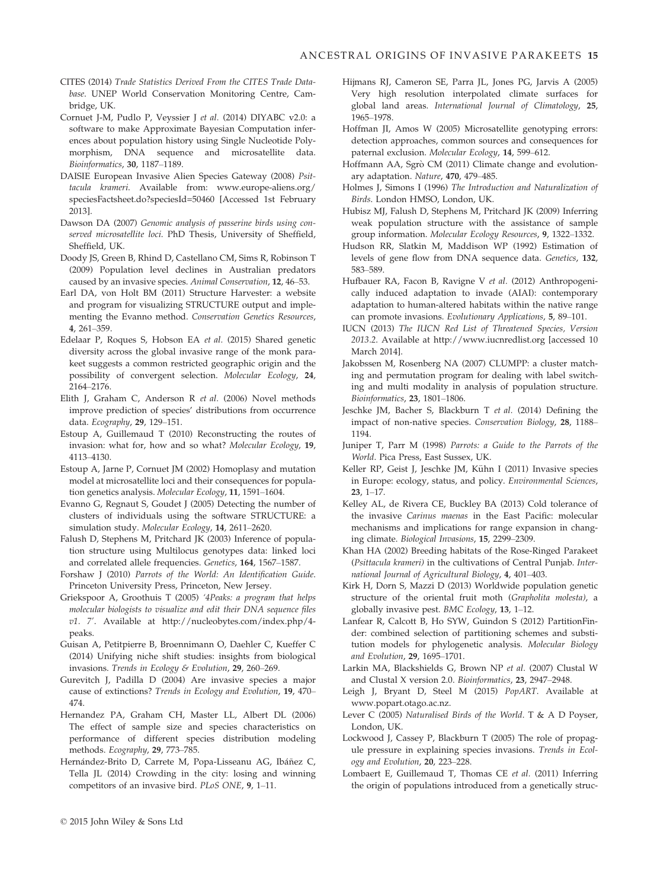CITES (2014) *Trade Statistics Derived From the CITES Trade Database*. UNEP World Conservation Monitoring Centre, Cambridge, UK.

Cornuet J-M, Pudlo P, Veyssier J *et al.* (2014) DIYABC v2.0: a software to make Approximate Bayesian Computation inferences about population history using Single Nucleotide Polymorphism, DNA sequence and microsatellite data. *Bioinformatics*, **30**, 1187–1189.

DAISIE European Invasive Alien Species Gateway (2008) *Psittacula krameri*. Available from: www.europe-aliens.org/speciesFactsheet.do?speciesId=50460 [Accessed 1st February 2013].

Dawson DA (2007) *Genomic analysis of passerine birds using conserved microsatellite loci*. PhD Thesis, University of Sheffield, Sheffield, UK.

Doody JS, Green B, Rhind D, Castellano CM, Sims R, Robinson T (2009) Population level declines in Australian predators caused by an invasive species. *Animal Conservation*, **12**, 46–53.

Earl DA, von Holt BM (2011) Structure Harvester: a website and program for visualizing STRUCTURE output and implementing the Evanno method. *Conservation Genetics Resources*, **4**, 261–359.

Edelaar P, Roques S, Hobson EA *et al.* (2015) Shared genetic diversity across the global invasive range of the monk parakeet suggests a common restricted geographic origin and the possibility of convergent selection. *Molecular Ecology*, **24**, 2164–2176.

Elith J, Graham C, Anderson R *et al.* (2006) Novel methods improve prediction of species' distributions from occurrence data. *Ecography*, **29**, 129–151.

Estoup A, Guillemaud T (2010) Reconstructing the routes of invasion: what for, how and so what? *Molecular Ecology*, **19**, 4113–4130.

Estoup A, Jarne P, Cornuet JM (2002) Homoplasy and mutation model at microsatellite loci and their consequences for population genetics analysis. *Molecular Ecology*, **11**, 1591–1604.

Evanno G, Regnaut S, Goudet J (2005) Detecting the number of clusters of individuals using the software STRUCTURE: a simulation study. *Molecular Ecology*, **14**, 2611–2620.

Falush D, Stephens M, Pritchard JK (2003) Inference of population structure using Multilocus genotypes data: linked loci and correlated allele frequencies. *Genetics*, **164**, 1567–1587.

Forshaw J (2010) *Parrots of the World: An Identification Guide*. Princeton University Press, Princeton, New Jersey.

Griekspoor A, Groothuis T (2005) *'4Peaks: a program that helps molecular biologists to visualize and edit their DNA sequence files v1. 7'*. Available at http://nucleobytes.com/index.php/4-peaks.

Guisan A, Petitpierre B, Broennimann O, Daehler C, Kueffer C (2014) Unifying niche shift studies: insights from biological invasions. *Trends in Ecology & Evolution*, **29**, 260–269.

Gurevitch J, Padilla D (2004) Are invasive species a major cause of extinctions? *Trends in Ecology and Evolution*, **19**, 470–474.

Hernandez PA, Graham CH, Master LL, Albert DL (2006) The effect of sample size and species characteristics on performance of different species distribution modeling methods. *Ecography*, **29**, 773–785.

Hernández-Brito D, Carrete M, Popa-Lisseanu AG, Ibáñez C, Tella JL (2014) Crowding in the city: losing and winning competitors of an invasive bird. *PLoS ONE*, **9**, 1–11.

Hijmans RJ, Cameron SE, Parra JL, Jones PG, Jarvis A (2005) Very high resolution interpolated climate surfaces for global land areas. *International Journal of Climatology*, **25**, 1965–1978.

Hoffman JI, Amos W (2005) Microsatellite genotyping errors: detection approaches, common sources and consequences for paternal exclusion. *Molecular Ecology*, **14**, 599–612.

Hoffmann AA, Sgrò CM (2011) Climate change and evolutionary adaptation. *Nature*, **470**, 479–485.

Holmes J, Simons I (1996) *The Introduction and Naturalization of Birds*. London HMSO, London, UK.

Hubisz MJ, Falush D, Stephens M, Pritchard JK (2009) Inferring weak population structure with the assistance of sample group information. *Molecular Ecology Resources*, **9**, 1322–1332.

Hudson RR, Slatkin M, Maddison WP (1992) Estimation of levels of gene flow from DNA sequence data. *Genetics*, **132**, 583–589.

Hufbauer RA, Facon B, Ravigne V *et al.* (2012) Anthropogenically induced adaptation to invade (AIAI): contemporary adaptation to human-altered habitats within the native range can promote invasions. *Evolutionary Applications*, **5**, 89–101.

IUCN (2013) *The IUCN Red List of Threatened Species, Version 2013.2*. Available at http://www.iucnredlist.org [accessed 10 March 2014].

Jakobssen M, Rosenberg NA (2007) CLUMPP: a cluster matching and permutation program for dealing with label switching and multi modality in analysis of population structure. *Bioinformatics*, **23**, 1801–1806.

Jeschke JM, Bacher S, Blackburn T *et al.* (2014) Defining the impact of non-native species. *Conservation Biology*, **28**, 1188–1194.

Juniper T, Parr M (1998) *Parrots: a Guide to the Parrots of the World*. Pica Press, East Sussex, UK.

Keller RP, Geist J, Jeschke JM, Kühn I (2011) Invasive species in Europe: ecology, status, and policy. *Environmental Sciences*, **23**, 1–17.

Kelley AL, de Rivera CE, Buckley BA (2013) Cold tolerance of the invasive *Carinus maenas* in the East Pacific: molecular mechanisms and implications for range expansion in changing climate. *Biological Invasions*, **15**, 2299–2309.

Khan HA (2002) Breeding habitats of the Rose-Ringed Parakeet (*Psittacula krameri)* in the cultivations of Central Punjab. *International Journal of Agricultural Biology*, **4**, 401–403.

Kirk H, Dorn S, Mazzi D (2013) Worldwide population genetic structure of the oriental fruit moth (*Grapholita molesta*), a globally invasive pest. *BMC Ecology*, **13**, 1–12.

Lanfear R, Calcott B, Ho SYW, Guindon S (2012) PartitionFinder: combined selection of partitioning schemes and substitution models for phylogenetic analysis. *Molecular Biology and Evolution*, **29**, 1695–1701.

Larkin MA, Blackshields G, Brown NP *et al.* (2007) Clustal W and Clustal X version 2.0. *Bioinformatics*, **23**, 2947–2948.

Leigh J, Bryant D, Steel M (2015) *PopART*. Available at www.popart.otago.ac.nz.

Lever C (2005) *Naturalised Birds of the World*. T & A D Poyser, London, UK.

Lockwood J, Cassey P, Blackburn T (2005) The role of propagule pressure in explaining species invasions. *Trends in Ecology and Evolution*, **20**, 223–228.

Lombaert E, Guillemaud T, Thomas CE *et al.* (2011) Inferring the origin of populations introduced from a genetically struc-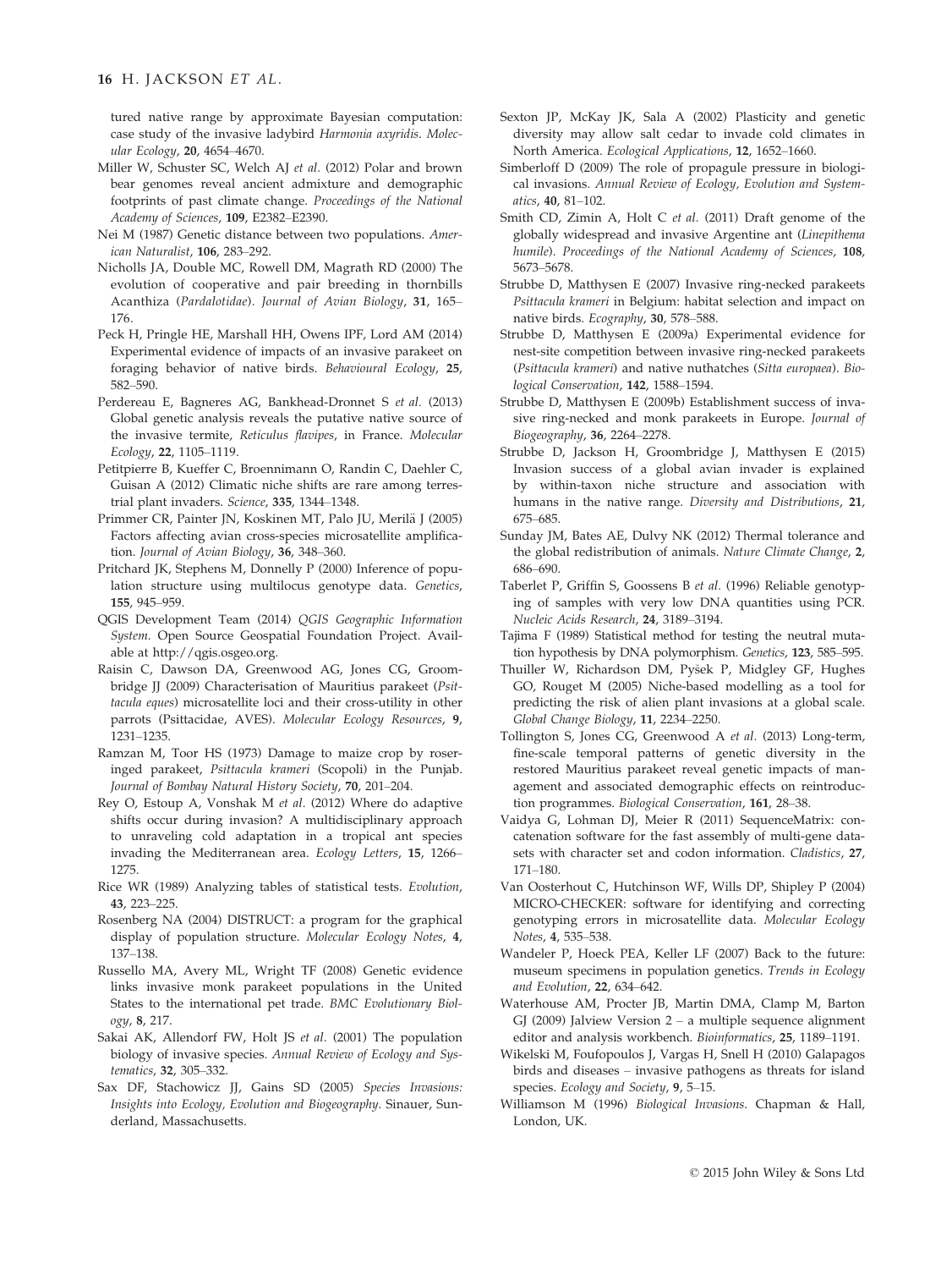tured native range by approximate Bayesian computation: case study of the invasive ladybird *Harmonia axyridis*. *Molecular Ecology*, **20**, 4654–4670.

Miller W, Schuster SC, Welch AJ *et al.* (2012) Polar and brown bear genomes reveal ancient admixture and demographic footprints of past climate change. *Proceedings of the National Academy of Sciences*, **109**, E2382–E2390.

Nei M (1987) Genetic distance between two populations. *American Naturalist*, **106**, 283–292.

Nicholls JA, Double MC, Rowell DM, Magrath RD (2000) The evolution of cooperative and pair breeding in thornbills Acanthiza (*Pardalotidae*). *Journal of Avian Biology*, **31**, 165–176.

Peck H, Pringle HE, Marshall HH, Owens IPF, Lord AM (2014) Experimental evidence of impacts of an invasive parakeet on foraging behavior of native birds. *Behavioural Ecology*, **25**, 582–590.

Perdereau E, Bagneres AG, Bankhead-Dronnet S *et al.* (2013) Global genetic analysis reveals the putative native source of the invasive termite, *Reticulus flavipes*, in France. *Molecular Ecology*, **22**, 1105–1119.

Petitpierre B, Kueffer C, Broennimann O, Randin C, Daehler C, Guisan A (2012) Climatic niche shifts are rare among terrestrial plant invaders. *Science*, **335**, 1344–1348.

Primmer CR, Painter JN, Koskinen MT, Palo JU, Merilä J (2005) Factors affecting avian cross-species microsatellite amplification. *Journal of Avian Biology*, **36**, 348–360.

Pritchard JK, Stephens M, Donnelly P (2000) Inference of population structure using multilocus genotype data. *Genetics*, **155**, 945–959.

QGIS Development Team (2014) *QGIS Geographic Information System*. Open Source Geospatial Foundation Project. Available at http://qgis.osgeo.org.

Raisin C, Dawson DA, Greenwood AG, Jones CG, Groombridge JJ (2009) Characterisation of Mauritius parakeet (*Psittacula eques*) microsatellite loci and their cross-utility in other parrots (Psittacidae, AVES). *Molecular Ecology Resources*, **9**, 1231–1235.

Ramzan M, Toor HS (1973) Damage to maize crop by roseringed parakeet, *Psittacula krameri* (Scopoli) in the Punjab. *Journal of Bombay Natural History Society*, **70**, 201–204.

Rey O, Estoup A, Vonshak M *et al.* (2012) Where do adaptive shifts occur during invasion? A multidisciplinary approach to unraveling cold adaptation in a tropical ant species invading the Mediterranean area. *Ecology Letters*, **15**, 1266–1275.

Rice WR (1989) Analyzing tables of statistical tests. *Evolution*, **43**, 223–225.

Rosenberg NA (2004) DISTRUCT: a program for the graphical display of population structure. *Molecular Ecology Notes*, **4**, 137–138.

Russello MA, Avery ML, Wright TF (2008) Genetic evidence links invasive monk parakeet populations in the United States to the international pet trade. *BMC Evolutionary Biology*, **8**, 217.

Sakai AK, Allendorf FW, Holt JS *et al.* (2001) The population biology of invasive species. *Annual Review of Ecology and Systematics*, **32**, 305–332.

Sax DF, Stachowicz JJ, Gains SD (2005) *Species Invasions: Insights into Ecology, Evolution and Biogeography*. Sinauer, Sunderland, Massachusetts.

Sexton JP, McKay JK, Sala A (2002) Plasticity and genetic diversity may allow salt cedar to invade cold climates in North America. *Ecological Applications*, **12**, 1652–1660.

Simberloff D (2009) The role of propagule pressure in biological invasions. *Annual Review of Ecology, Evolution and Systematics*, **40**, 81–102.

Smith CD, Zimin A, Holt C *et al.* (2011) Draft genome of the globally widespread and invasive Argentine ant (*Linepithema humile*). *Proceedings of the National Academy of Sciences*, **108**, 5673–5678.

Strubbe D, Matthysen E (2007) Invasive ring-necked parakeets *Psittacula krameri* in Belgium: habitat selection and impact on native birds. *Ecography*, **30**, 578–588.

Strubbe D, Matthysen E (2009a) Experimental evidence for nest-site competition between invasive ring-necked parakeets (*Psittacula krameri*) and native nuthatches (*Sitta europaea*). *Biological Conservation*, **142**, 1588–1594.

Strubbe D, Matthysen E (2009b) Establishment success of invasive ring-necked and monk parakeets in Europe. *Journal of Biogeography*, **36**, 2264–2278.

Strubbe D, Jackson H, Groombridge J, Matthysen E (2015) Invasion success of a global avian invader is explained by within-taxon niche structure and association with humans in the native range. *Diversity and Distributions*, **21**, 675–685.

Sunday JM, Bates AE, Dulvy NK (2012) Thermal tolerance and the global redistribution of animals. *Nature Climate Change*, **2**, 686–690.

Taberlet P, Griffin S, Goossens B *et al.* (1996) Reliable genotyping of samples with very low DNA quantities using PCR. *Nucleic Acids Research*, **24**, 3189–3194.

Tajima F (1989) Statistical method for testing the neutral mutation hypothesis by DNA polymorphism. *Genetics*, **123**, 585–595.

Thuiller W, Richardson DM, Pyšek P, Midgley GF, Hughes GO, Rouget M (2005) Niche-based modelling as a tool for predicting the risk of alien plant invasions at a global scale. *Global Change Biology*, **11**, 2234–2250.

Tollington S, Jones CG, Greenwood A *et al.* (2013) Long-term, fine-scale temporal patterns of genetic diversity in the restored Mauritius parakeet reveal genetic impacts of management and associated demographic effects on reintroduction programmes. *Biological Conservation*, **161**, 28–38.

Vaidya G, Lohman DJ, Meier R (2011) SequenceMatrix: concatenation software for the fast assembly of multi-gene datasets with character set and codon information. *Cladistics*, **27**, 171–180.

Van Oosterhout C, Hutchinson WF, Wills DP, Shipley P (2004) MICRO-CHECKER: software for identifying and correcting genotyping errors in microsatellite data. *Molecular Ecology Notes*, **4**, 535–538.

Wandeler P, Hoeck PEA, Keller LF (2007) Back to the future: museum specimens in population genetics. *Trends in Ecology and Evolution*, **22**, 634–642.

Waterhouse AM, Procter JB, Martin DMA, Clamp M, Barton GJ (2009) Jalview Version 2 – a multiple sequence alignment editor and analysis workbench. *Bioinformatics*, **25**, 1189–1191.

Wikelski M, Foufopoulos J, Vargas H, Snell H (2010) Galapagos birds and diseases – invasive pathogens as threats for island species. *Ecology and Society*, **9**, 5–15.

Williamson M (1996) *Biological Invasions*. Chapman & Hall, London, UK.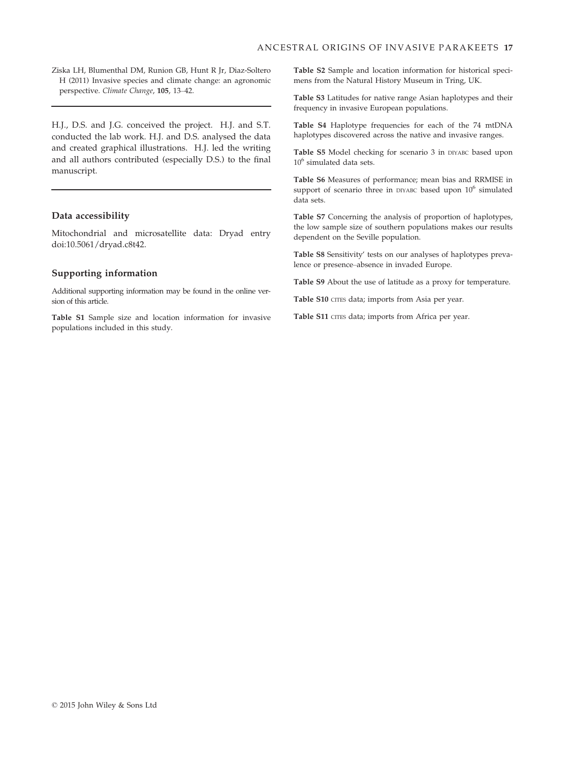Ziska LH, Blumenthal DM, Runion GB, Hunt R Jr, Diaz-Soltero H (2011) Invasive species and climate change: an agronomic perspective. *Climate Change*, **105**, 13–42.

---

H.J., D.S. and J.G. conceived the project. H.J. and S.T. conducted the lab work. H.J. and D.S. analysed the data and created graphical illustrations. H.J. led the writing and all authors contributed (especially D.S.) to the final manuscript.

---

## Data accessibility

Mitochondrial and microsatellite data: Dryad entry doi:10.5061/dryad.c8t42.

## Supporting information

Additional supporting information may be found in the online version of this article.

**Table S1** Sample size and location information for invasive populations included in this study.

**Table S2** Sample and location information for historical specimens from the Natural History Museum in Tring, UK.

**Table S3** Latitudes for native range Asian haplotypes and their frequency in invasive European populations.

**Table S4** Haplotype frequencies for each of the 74 mtDNA haplotypes discovered across the native and invasive ranges.

**Table S5** Model checking for scenario 3 in DIYABC based upon $10^6$ simulated data sets.

**Table S6** Measures of performance; mean bias and RRMISE in support of scenario three in DIYABC based upon $10^6$ simulated data sets.

**Table S7** Concerning the analysis of proportion of haplotypes, the low sample size of southern populations makes our results dependent on the Seville population.

**Table S8** Sensitivity' tests on our analyses of haplotypes prevalence or presence–absence in invaded Europe.

**Table S9** About the use of latitude as a proxy for temperature.

**Table S10** CITES data; imports from Asia per year.

**Table S11** CITES data; imports from Africa per year.